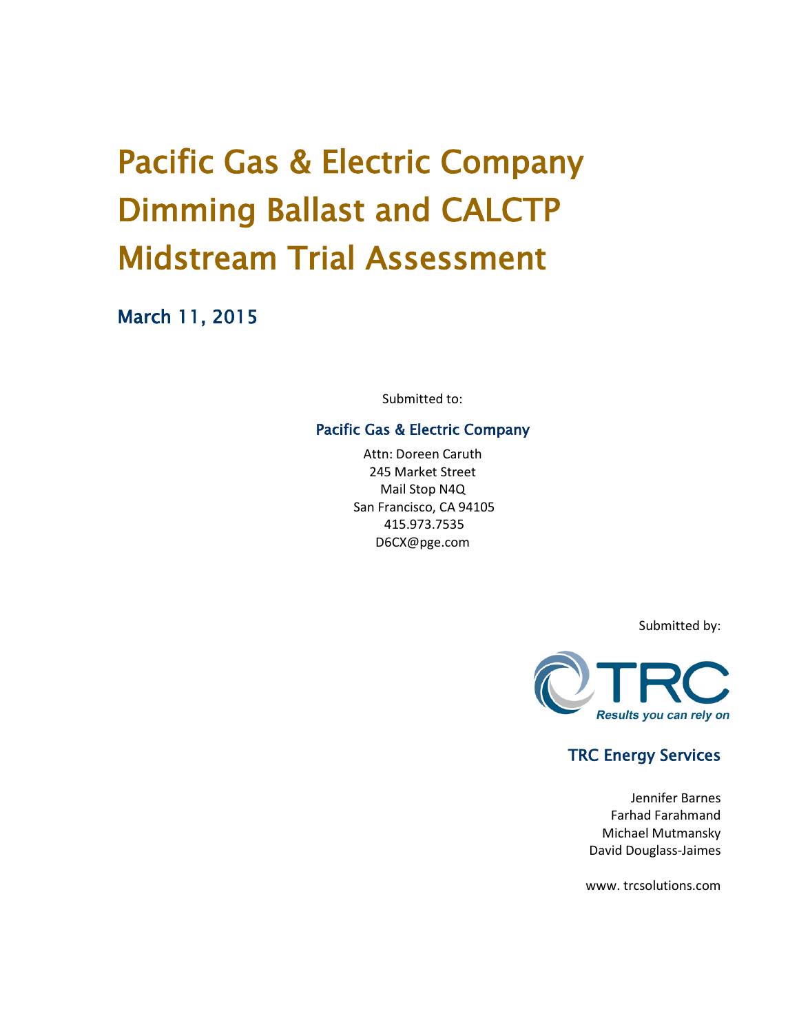# Pacific Gas & Electric Company Dimming Ballast and CALCTP Midstream Trial Assessment

## March 11, 2015

Submitted to:

### Pacific Gas & Electric Company

Attn: Doreen Caruth
245 Market Street
Mail Stop N4Q
San Francisco, CA 94105
415.973.7535
D6CX@pge.com

Submitted by:

TRC
*Results you can rely on*

### TRC Energy Services

Jennifer Barnes
Farhad Farahmand
Michael Mutmansky
David Douglass-Jaimes

www. trcsolutions.com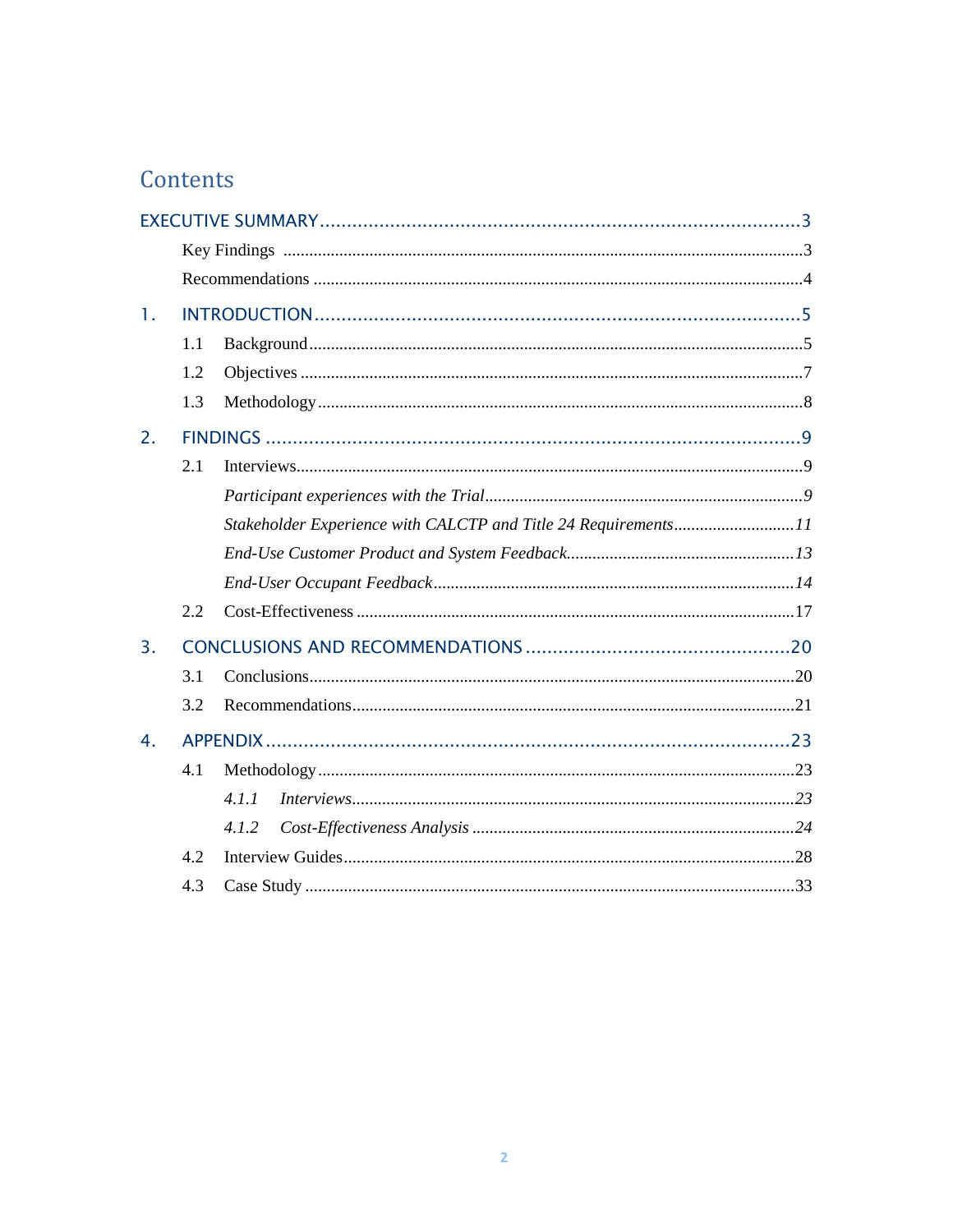# Contents

EXECUTIVE SUMMARY .......... 3

- Key Findings .......... 3
- Recommendations .......... 4

1. INTRODUCTION .......... 5
   - 1.1 Background .......... 5
   - 1.2 Objectives .......... 7
   - 1.3 Methodology .......... 8
2. FINDINGS .......... 9
   - 2.1 Interviews .......... 9
     - *Participant experiences with the Trial* .......... *9*
     - *Stakeholder Experience with CALCTP and Title 24 Requirements* .......... *11*
     - *End-Use Customer Product and System Feedback* .......... *13*
     - *End-User Occupant Feedback* .......... *14*
   - 2.2 Cost-Effectiveness .......... 17
3. CONCLUSIONS AND RECOMMENDATIONS .......... 20
   - 3.1 Conclusions .......... 20
   - 3.2 Recommendations .......... 21
4. APPENDIX .......... 23
   - 4.1 Methodology .......... 23
     - *4.1.1 Interviews* .......... *23*
     - *4.1.2 Cost-Effectiveness Analysis* .......... *24*
   - 4.2 Interview Guides .......... 28
   - 4.3 Case Study .......... 33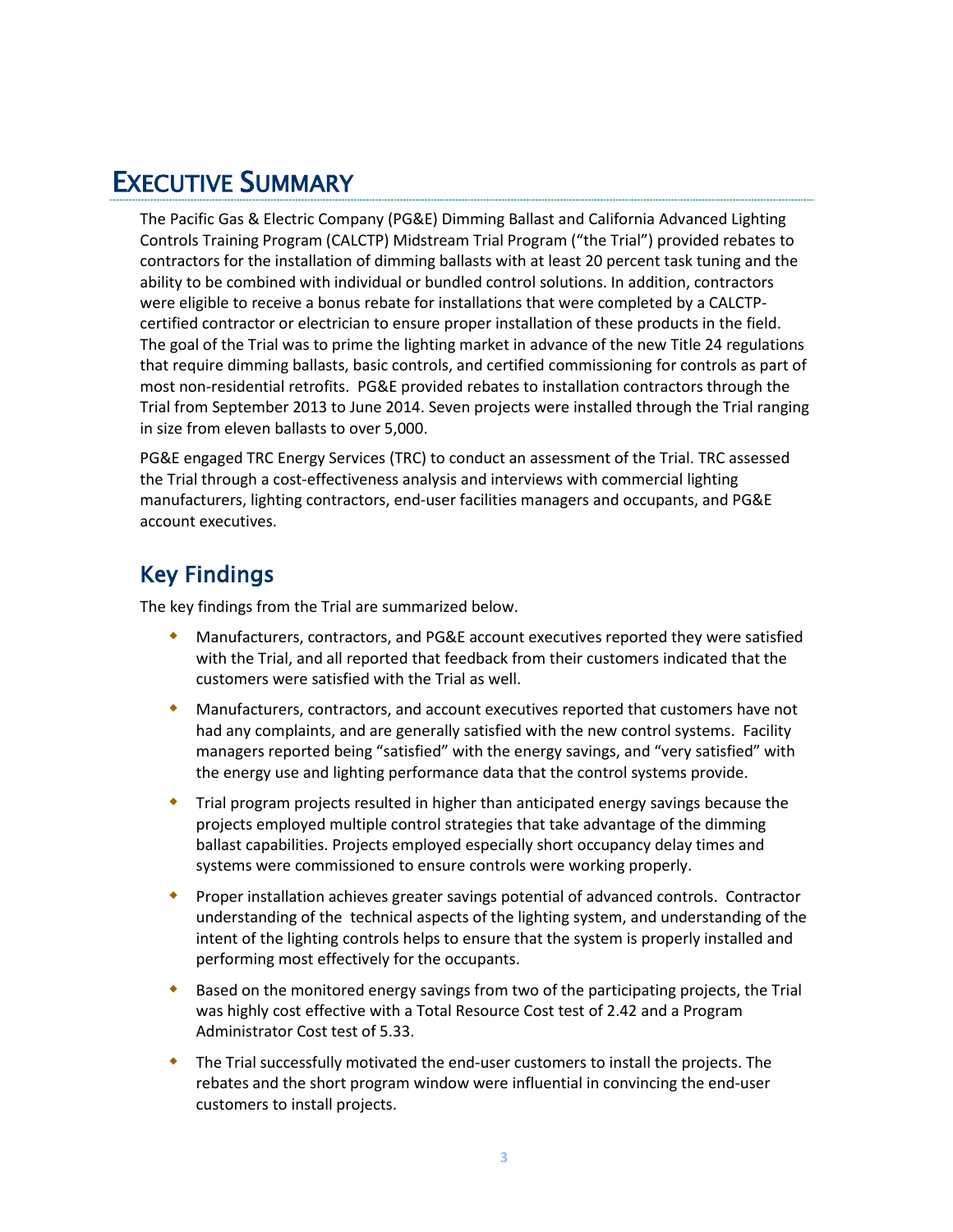# EXECUTIVE SUMMARY

The Pacific Gas & Electric Company (PG&E) Dimming Ballast and California Advanced Lighting Controls Training Program (CALCTP) Midstream Trial Program ("the Trial") provided rebates to contractors for the installation of dimming ballasts with at least 20 percent task tuning and the ability to be combined with individual or bundled control solutions. In addition, contractors were eligible to receive a bonus rebate for installations that were completed by a CALCTP-certified contractor or electrician to ensure proper installation of these products in the field. The goal of the Trial was to prime the lighting market in advance of the new Title 24 regulations that require dimming ballasts, basic controls, and certified commissioning for controls as part of most non-residential retrofits. PG&E provided rebates to installation contractors through the Trial from September 2013 to June 2014. Seven projects were installed through the Trial ranging in size from eleven ballasts to over 5,000.

PG&E engaged TRC Energy Services (TRC) to conduct an assessment of the Trial. TRC assessed the Trial through a cost-effectiveness analysis and interviews with commercial lighting manufacturers, lighting contractors, end-user facilities managers and occupants, and PG&E account executives.

## Key Findings

The key findings from the Trial are summarized below.

- Manufacturers, contractors, and PG&E account executives reported they were satisfied with the Trial, and all reported that feedback from their customers indicated that the customers were satisfied with the Trial as well.
- Manufacturers, contractors, and account executives reported that customers have not had any complaints, and are generally satisfied with the new control systems. Facility managers reported being "satisfied" with the energy savings, and "very satisfied" with the energy use and lighting performance data that the control systems provide.
- Trial program projects resulted in higher than anticipated energy savings because the projects employed multiple control strategies that take advantage of the dimming ballast capabilities. Projects employed especially short occupancy delay times and systems were commissioned to ensure controls were working properly.
- Proper installation achieves greater savings potential of advanced controls. Contractor understanding of the technical aspects of the lighting system, and understanding of the intent of the lighting controls helps to ensure that the system is properly installed and performing most effectively for the occupants.
- Based on the monitored energy savings from two of the participating projects, the Trial was highly cost effective with a Total Resource Cost test of 2.42 and a Program Administrator Cost test of 5.33.
- The Trial successfully motivated the end-user customers to install the projects. The rebates and the short program window were influential in convincing the end-user customers to install projects.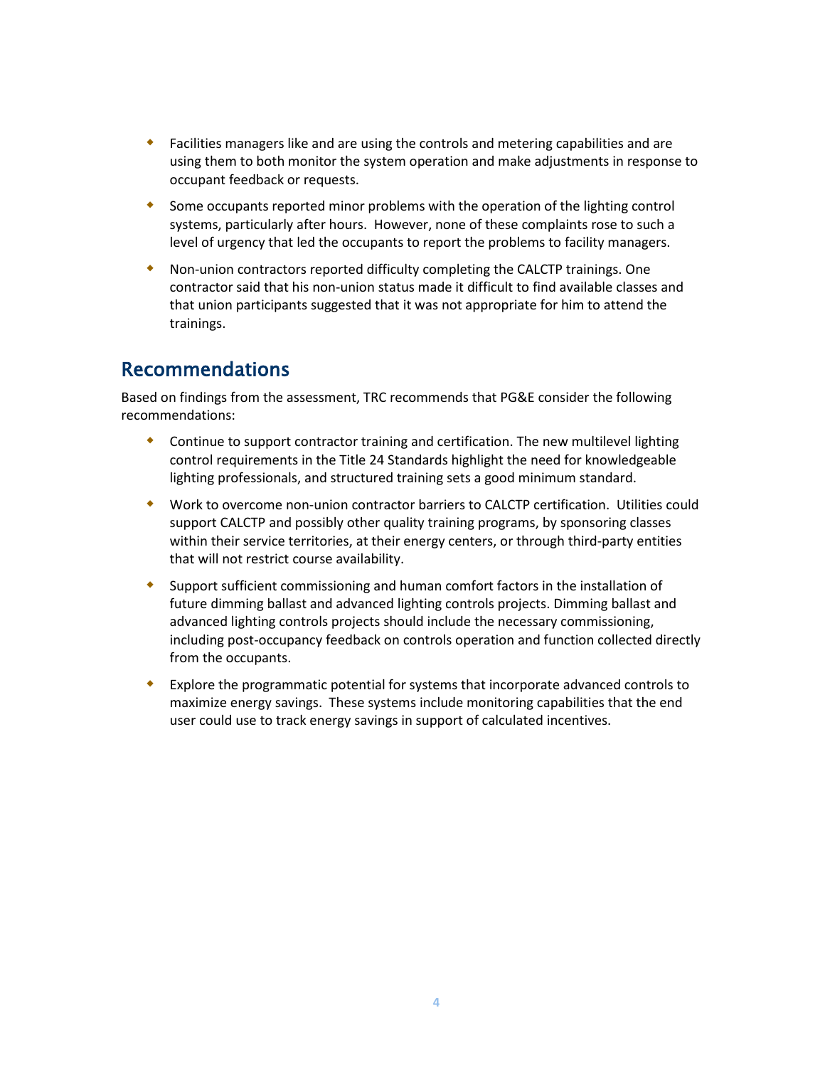- Facilities managers like and are using the controls and metering capabilities and are using them to both monitor the system operation and make adjustments in response to occupant feedback or requests.
- Some occupants reported minor problems with the operation of the lighting control systems, particularly after hours. However, none of these complaints rose to such a level of urgency that led the occupants to report the problems to facility managers.
- Non-union contractors reported difficulty completing the CALCTP trainings. One contractor said that his non-union status made it difficult to find available classes and that union participants suggested that it was not appropriate for him to attend the trainings.

## Recommendations

Based on findings from the assessment, TRC recommends that PG&E consider the following recommendations:

- Continue to support contractor training and certification. The new multilevel lighting control requirements in the Title 24 Standards highlight the need for knowledgeable lighting professionals, and structured training sets a good minimum standard.
- Work to overcome non-union contractor barriers to CALCTP certification. Utilities could support CALCTP and possibly other quality training programs, by sponsoring classes within their service territories, at their energy centers, or through third-party entities that will not restrict course availability.
- Support sufficient commissioning and human comfort factors in the installation of future dimming ballast and advanced lighting controls projects. Dimming ballast and advanced lighting controls projects should include the necessary commissioning, including post-occupancy feedback on controls operation and function collected directly from the occupants.
- Explore the programmatic potential for systems that incorporate advanced controls to maximize energy savings. These systems include monitoring capabilities that the end user could use to track energy savings in support of calculated incentives.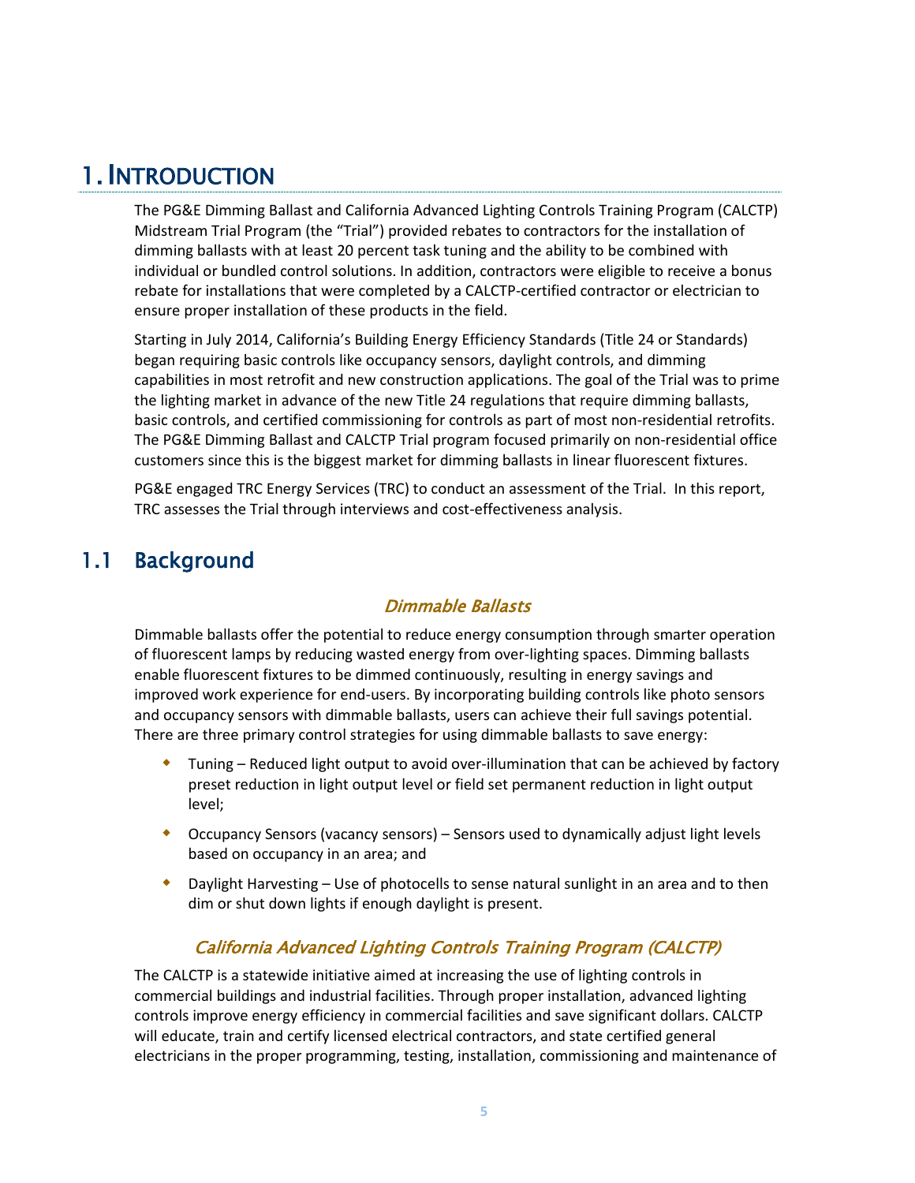# 1. Introduction

The PG&E Dimming Ballast and California Advanced Lighting Controls Training Program (CALCTP) Midstream Trial Program (the "Trial") provided rebates to contractors for the installation of dimming ballasts with at least 20 percent task tuning and the ability to be combined with individual or bundled control solutions. In addition, contractors were eligible to receive a bonus rebate for installations that were completed by a CALCTP-certified contractor or electrician to ensure proper installation of these products in the field.

Starting in July 2014, California's Building Energy Efficiency Standards (Title 24 or Standards) began requiring basic controls like occupancy sensors, daylight controls, and dimming capabilities in most retrofit and new construction applications. The goal of the Trial was to prime the lighting market in advance of the new Title 24 regulations that require dimming ballasts, basic controls, and certified commissioning for controls as part of most non-residential retrofits. The PG&E Dimming Ballast and CALCTP Trial program focused primarily on non-residential office customers since this is the biggest market for dimming ballasts in linear fluorescent fixtures.

PG&E engaged TRC Energy Services (TRC) to conduct an assessment of the Trial. In this report, TRC assesses the Trial through interviews and cost-effectiveness analysis.

## 1.1 Background

### *Dimmable Ballasts*

Dimmable ballasts offer the potential to reduce energy consumption through smarter operation of fluorescent lamps by reducing wasted energy from over-lighting spaces. Dimming ballasts enable fluorescent fixtures to be dimmed continuously, resulting in energy savings and improved work experience for end-users. By incorporating building controls like photo sensors and occupancy sensors with dimmable ballasts, users can achieve their full savings potential. There are three primary control strategies for using dimmable ballasts to save energy:

- Tuning – Reduced light output to avoid over-illumination that can be achieved by factory preset reduction in light output level or field set permanent reduction in light output level;
- Occupancy Sensors (vacancy sensors) – Sensors used to dynamically adjust light levels based on occupancy in an area; and
- Daylight Harvesting – Use of photocells to sense natural sunlight in an area and to then dim or shut down lights if enough daylight is present.

### *California Advanced Lighting Controls Training Program (CALCTP)*

The CALCTP is a statewide initiative aimed at increasing the use of lighting controls in commercial buildings and industrial facilities. Through proper installation, advanced lighting controls improve energy efficiency in commercial facilities and save significant dollars. CALCTP will educate, train and certify licensed electrical contractors, and state certified general electricians in the proper programming, testing, installation, commissioning and maintenance of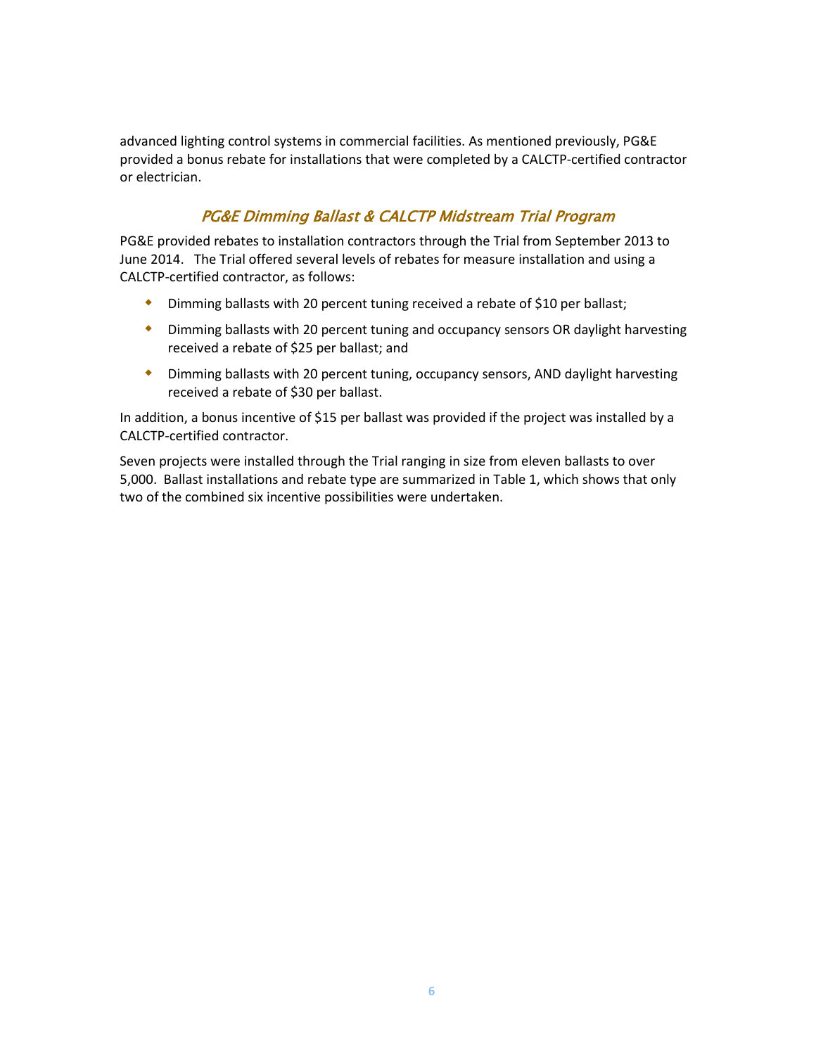advanced lighting control systems in commercial facilities. As mentioned previously, PG&E provided a bonus rebate for installations that were completed by a CALCTP-certified contractor or electrician.

### *PG&E Dimming Ballast & CALCTP Midstream Trial Program*

PG&E provided rebates to installation contractors through the Trial from September 2013 to June 2014. The Trial offered several levels of rebates for measure installation and using a CALCTP-certified contractor, as follows:

- Dimming ballasts with 20 percent tuning received a rebate of $10 per ballast;
- Dimming ballasts with 20 percent tuning and occupancy sensors OR daylight harvesting received a rebate of $25 per ballast; and
- Dimming ballasts with 20 percent tuning, occupancy sensors, AND daylight harvesting received a rebate of $30 per ballast.

In addition, a bonus incentive of $15 per ballast was provided if the project was installed by a CALCTP-certified contractor.

Seven projects were installed through the Trial ranging in size from eleven ballasts to over 5,000. Ballast installations and rebate type are summarized in Table 1, which shows that only two of the combined six incentive possibilities were undertaken.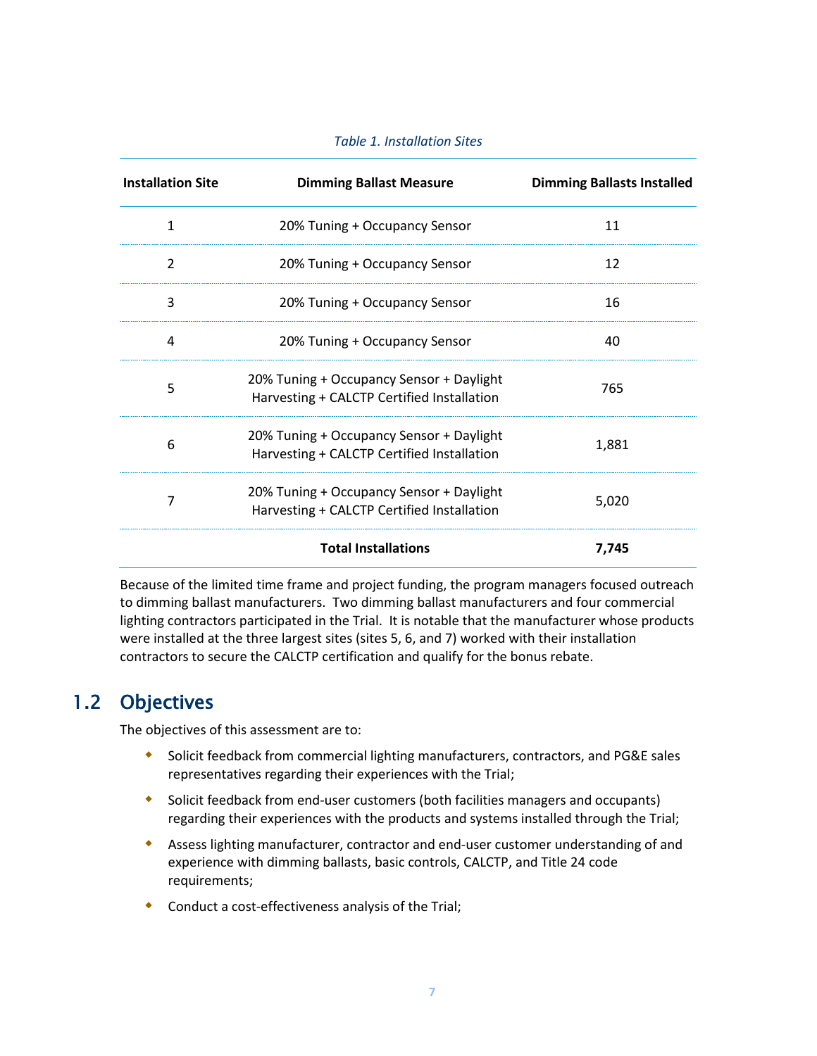*Table 1. Installation Sites*

| Installation Site | Dimming Ballast Measure | Dimming Ballasts Installed |
|---|---|---|
| 1 | 20% Tuning + Occupancy Sensor | 11 |
| 2 | 20% Tuning + Occupancy Sensor | 12 |
| 3 | 20% Tuning + Occupancy Sensor | 16 |
| 4 | 20% Tuning + Occupancy Sensor | 40 |
| 5 | 20% Tuning + Occupancy Sensor + Daylight Harvesting + CALCTP Certified Installation | 765 |
| 6 | 20% Tuning + Occupancy Sensor + Daylight Harvesting + CALCTP Certified Installation | 1,881 |
| 7 | 20% Tuning + Occupancy Sensor + Daylight Harvesting + CALCTP Certified Installation | 5,020 |
| | **Total Installations** | **7,745** |

Because of the limited time frame and project funding, the program managers focused outreach to dimming ballast manufacturers. Two dimming ballast manufacturers and four commercial lighting contractors participated in the Trial. It is notable that the manufacturer whose products were installed at the three largest sites (sites 5, 6, and 7) worked with their installation contractors to secure the CALCTP certification and qualify for the bonus rebate.

## 1.2 Objectives

The objectives of this assessment are to:

- Solicit feedback from commercial lighting manufacturers, contractors, and PG&E sales representatives regarding their experiences with the Trial;
- Solicit feedback from end-user customers (both facilities managers and occupants) regarding their experiences with the products and systems installed through the Trial;
- Assess lighting manufacturer, contractor and end-user customer understanding of and experience with dimming ballasts, basic controls, CALCTP, and Title 24 code requirements;
- Conduct a cost-effectiveness analysis of the Trial;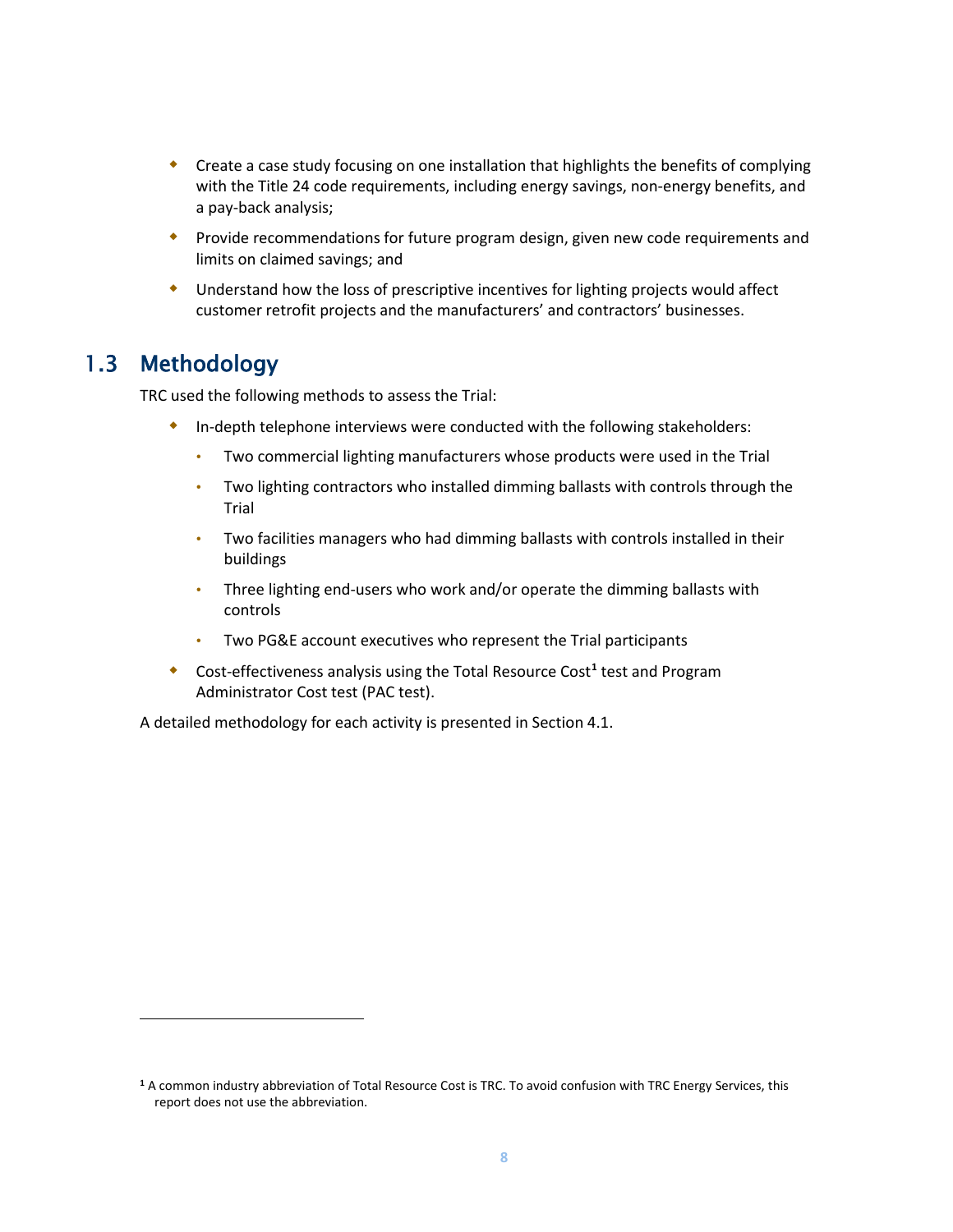- Create a case study focusing on one installation that highlights the benefits of complying with the Title 24 code requirements, including energy savings, non-energy benefits, and a pay-back analysis;
- Provide recommendations for future program design, given new code requirements and limits on claimed savings; and
- Understand how the loss of prescriptive incentives for lighting projects would affect customer retrofit projects and the manufacturers' and contractors' businesses.

## 1.3 Methodology

TRC used the following methods to assess the Trial:

- In-depth telephone interviews were conducted with the following stakeholders:
  - Two commercial lighting manufacturers whose products were used in the Trial
  - Two lighting contractors who installed dimming ballasts with controls through the Trial
  - Two facilities managers who had dimming ballasts with controls installed in their buildings
  - Three lighting end-users who work and/or operate the dimming ballasts with controls
  - Two PG&E account executives who represent the Trial participants
- Cost-effectiveness analysis using the Total Resource Cost[1] test and Program Administrator Cost test (PAC test).

A detailed methodology for each activity is presented in Section 4.1.

[1] A common industry abbreviation of Total Resource Cost is TRC. To avoid confusion with TRC Energy Services, this report does not use the abbreviation.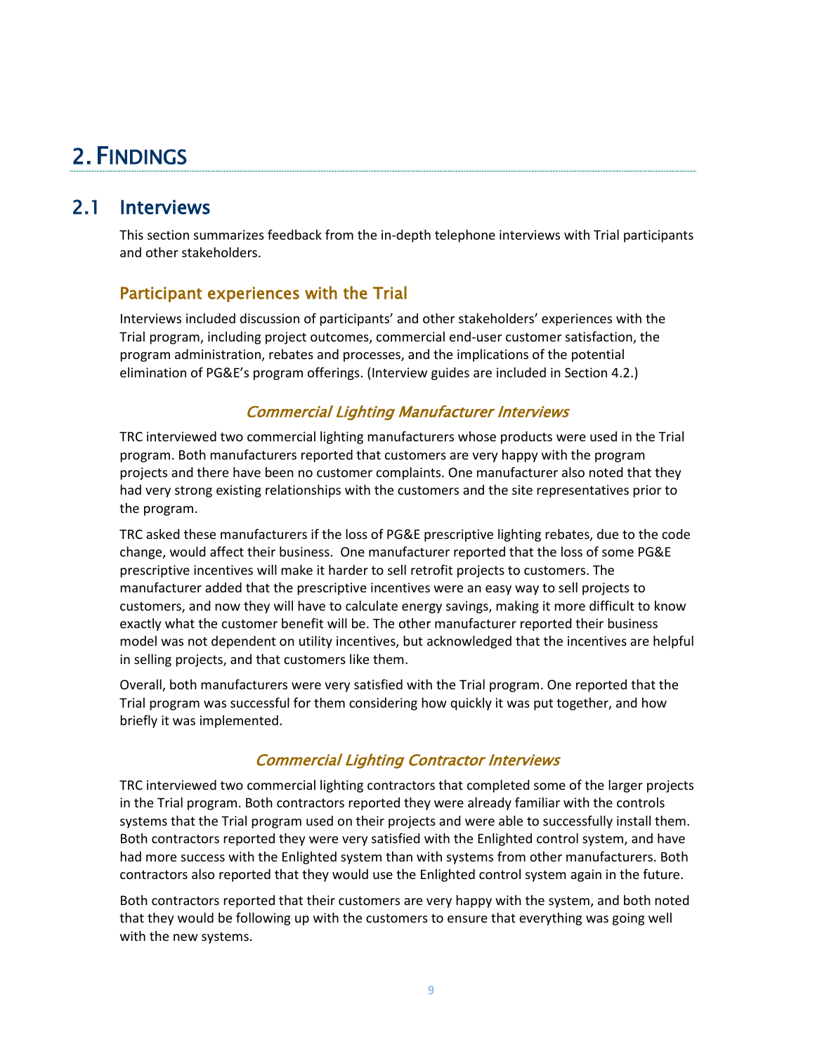# 2. FINDINGS

## 2.1 Interviews

This section summarizes feedback from the in-depth telephone interviews with Trial participants and other stakeholders.

### Participant experiences with the Trial

Interviews included discussion of participants' and other stakeholders' experiences with the Trial program, including project outcomes, commercial end-user customer satisfaction, the program administration, rebates and processes, and the implications of the potential elimination of PG&E's program offerings. (Interview guides are included in Section 4.2.)

#### *Commercial Lighting Manufacturer Interviews*

TRC interviewed two commercial lighting manufacturers whose products were used in the Trial program. Both manufacturers reported that customers are very happy with the program projects and there have been no customer complaints. One manufacturer also noted that they had very strong existing relationships with the customers and the site representatives prior to the program.

TRC asked these manufacturers if the loss of PG&E prescriptive lighting rebates, due to the code change, would affect their business. One manufacturer reported that the loss of some PG&E prescriptive incentives will make it harder to sell retrofit projects to customers. The manufacturer added that the prescriptive incentives were an easy way to sell projects to customers, and now they will have to calculate energy savings, making it more difficult to know exactly what the customer benefit will be. The other manufacturer reported their business model was not dependent on utility incentives, but acknowledged that the incentives are helpful in selling projects, and that customers like them.

Overall, both manufacturers were very satisfied with the Trial program. One reported that the Trial program was successful for them considering how quickly it was put together, and how briefly it was implemented.

#### *Commercial Lighting Contractor Interviews*

TRC interviewed two commercial lighting contractors that completed some of the larger projects in the Trial program. Both contractors reported they were already familiar with the controls systems that the Trial program used on their projects and were able to successfully install them. Both contractors reported they were very satisfied with the Enlighted control system, and have had more success with the Enlighted system than with systems from other manufacturers. Both contractors also reported that they would use the Enlighted control system again in the future.

Both contractors reported that their customers are very happy with the system, and both noted that they would be following up with the customers to ensure that everything was going well with the new systems.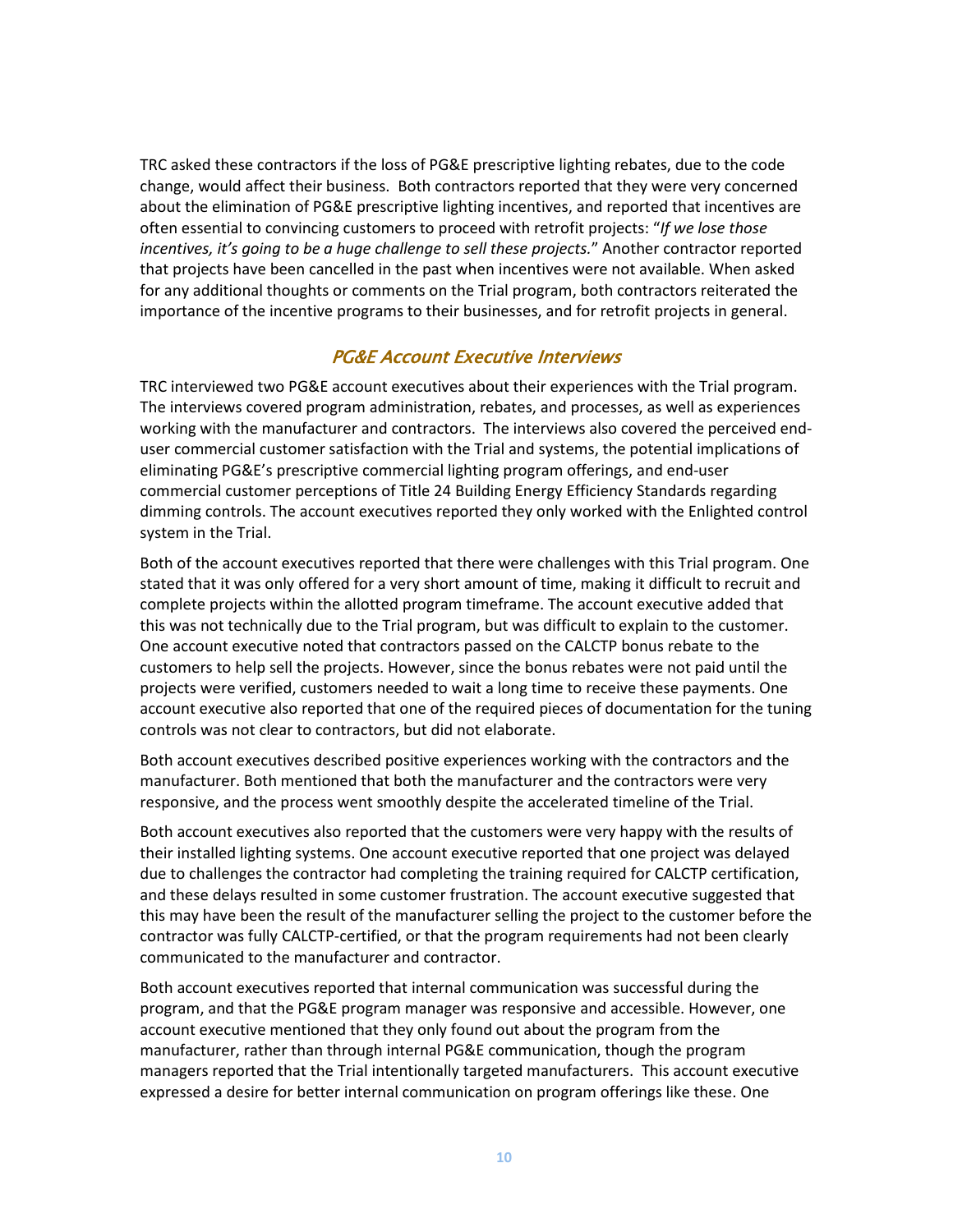TRC asked these contractors if the loss of PG&E prescriptive lighting rebates, due to the code change, would affect their business. Both contractors reported that they were very concerned about the elimination of PG&E prescriptive lighting incentives, and reported that incentives are often essential to convincing customers to proceed with retrofit projects: "*If we lose those incentives, it's going to be a huge challenge to sell these projects.*" Another contractor reported that projects have been cancelled in the past when incentives were not available. When asked for any additional thoughts or comments on the Trial program, both contractors reiterated the importance of the incentive programs to their businesses, and for retrofit projects in general.

### *PG&E Account Executive Interviews*

TRC interviewed two PG&E account executives about their experiences with the Trial program. The interviews covered program administration, rebates, and processes, as well as experiences working with the manufacturer and contractors. The interviews also covered the perceived end-user commercial customer satisfaction with the Trial and systems, the potential implications of eliminating PG&E's prescriptive commercial lighting program offerings, and end-user commercial customer perceptions of Title 24 Building Energy Efficiency Standards regarding dimming controls. The account executives reported they only worked with the Enlighted control system in the Trial.

Both of the account executives reported that there were challenges with this Trial program. One stated that it was only offered for a very short amount of time, making it difficult to recruit and complete projects within the allotted program timeframe. The account executive added that this was not technically due to the Trial program, but was difficult to explain to the customer. One account executive noted that contractors passed on the CALCTP bonus rebate to the customers to help sell the projects. However, since the bonus rebates were not paid until the projects were verified, customers needed to wait a long time to receive these payments. One account executive also reported that one of the required pieces of documentation for the tuning controls was not clear to contractors, but did not elaborate.

Both account executives described positive experiences working with the contractors and the manufacturer. Both mentioned that both the manufacturer and the contractors were very responsive, and the process went smoothly despite the accelerated timeline of the Trial.

Both account executives also reported that the customers were very happy with the results of their installed lighting systems. One account executive reported that one project was delayed due to challenges the contractor had completing the training required for CALCTP certification, and these delays resulted in some customer frustration. The account executive suggested that this may have been the result of the manufacturer selling the project to the customer before the contractor was fully CALCTP-certified, or that the program requirements had not been clearly communicated to the manufacturer and contractor.

Both account executives reported that internal communication was successful during the program, and that the PG&E program manager was responsive and accessible. However, one account executive mentioned that they only found out about the program from the manufacturer, rather than through internal PG&E communication, though the program managers reported that the Trial intentionally targeted manufacturers. This account executive expressed a desire for better internal communication on program offerings like these. One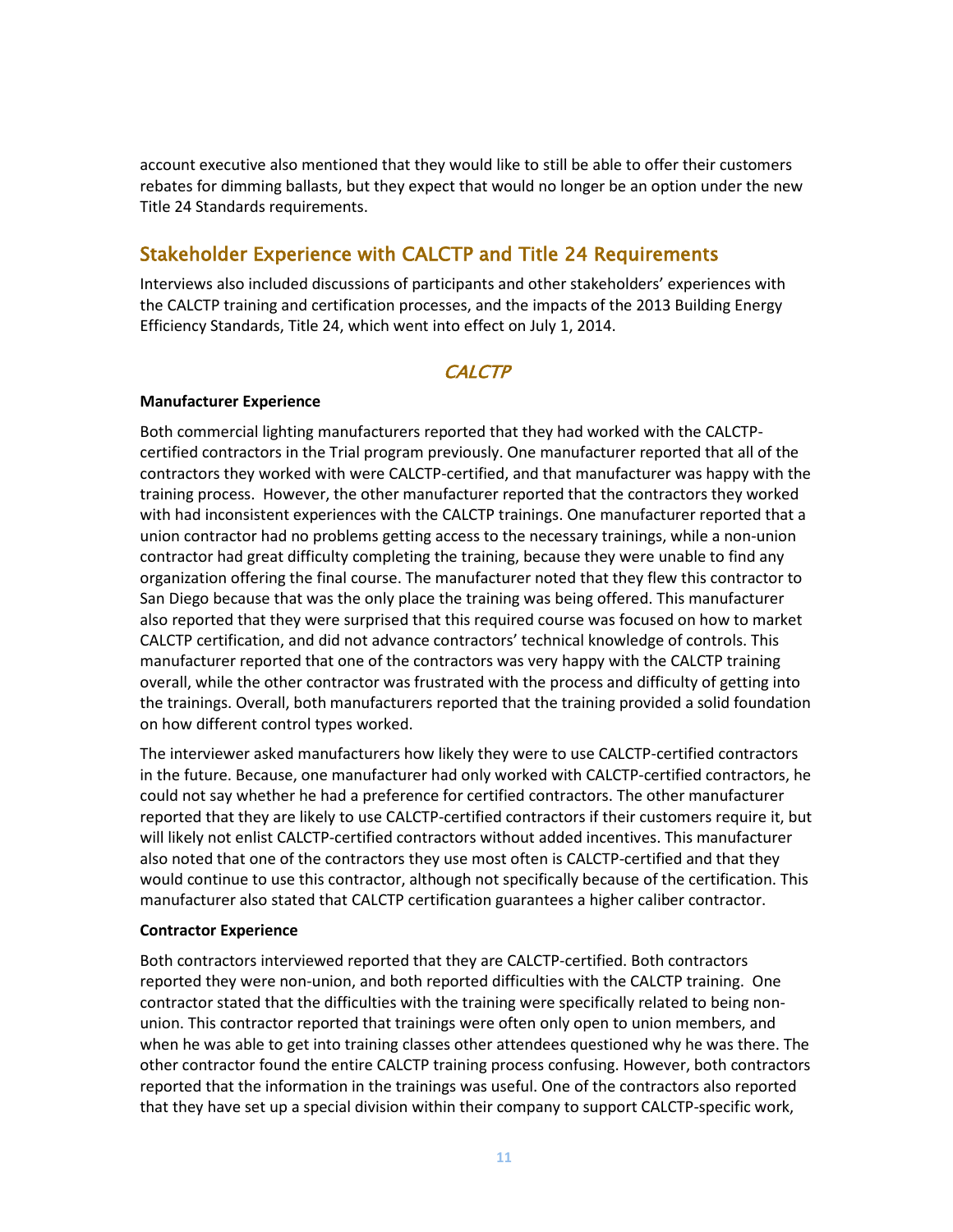account executive also mentioned that they would like to still be able to offer their customers rebates for dimming ballasts, but they expect that would no longer be an option under the new Title 24 Standards requirements.

## Stakeholder Experience with CALCTP and Title 24 Requirements

Interviews also included discussions of participants and other stakeholders' experiences with the CALCTP training and certification processes, and the impacts of the 2013 Building Energy Efficiency Standards, Title 24, which went into effect on July 1, 2014.

### *CALCTP*

**Manufacturer Experience**

Both commercial lighting manufacturers reported that they had worked with the CALCTP-certified contractors in the Trial program previously. One manufacturer reported that all of the contractors they worked with were CALCTP-certified, and that manufacturer was happy with the training process. However, the other manufacturer reported that the contractors they worked with had inconsistent experiences with the CALCTP trainings. One manufacturer reported that a union contractor had no problems getting access to the necessary trainings, while a non-union contractor had great difficulty completing the training, because they were unable to find any organization offering the final course. The manufacturer noted that they flew this contractor to San Diego because that was the only place the training was being offered. This manufacturer also reported that they were surprised that this required course was focused on how to market CALCTP certification, and did not advance contractors' technical knowledge of controls. This manufacturer reported that one of the contractors was very happy with the CALCTP training overall, while the other contractor was frustrated with the process and difficulty of getting into the trainings. Overall, both manufacturers reported that the training provided a solid foundation on how different control types worked.

The interviewer asked manufacturers how likely they were to use CALCTP-certified contractors in the future. Because, one manufacturer had only worked with CALCTP-certified contractors, he could not say whether he had a preference for certified contractors. The other manufacturer reported that they are likely to use CALCTP-certified contractors if their customers require it, but will likely not enlist CALCTP-certified contractors without added incentives. This manufacturer also noted that one of the contractors they use most often is CALCTP-certified and that they would continue to use this contractor, although not specifically because of the certification. This manufacturer also stated that CALCTP certification guarantees a higher caliber contractor.

**Contractor Experience**

Both contractors interviewed reported that they are CALCTP-certified. Both contractors reported they were non-union, and both reported difficulties with the CALCTP training. One contractor stated that the difficulties with the training were specifically related to being non-union. This contractor reported that trainings were often only open to union members, and when he was able to get into training classes other attendees questioned why he was there. The other contractor found the entire CALCTP training process confusing. However, both contractors reported that the information in the trainings was useful. One of the contractors also reported that they have set up a special division within their company to support CALCTP-specific work,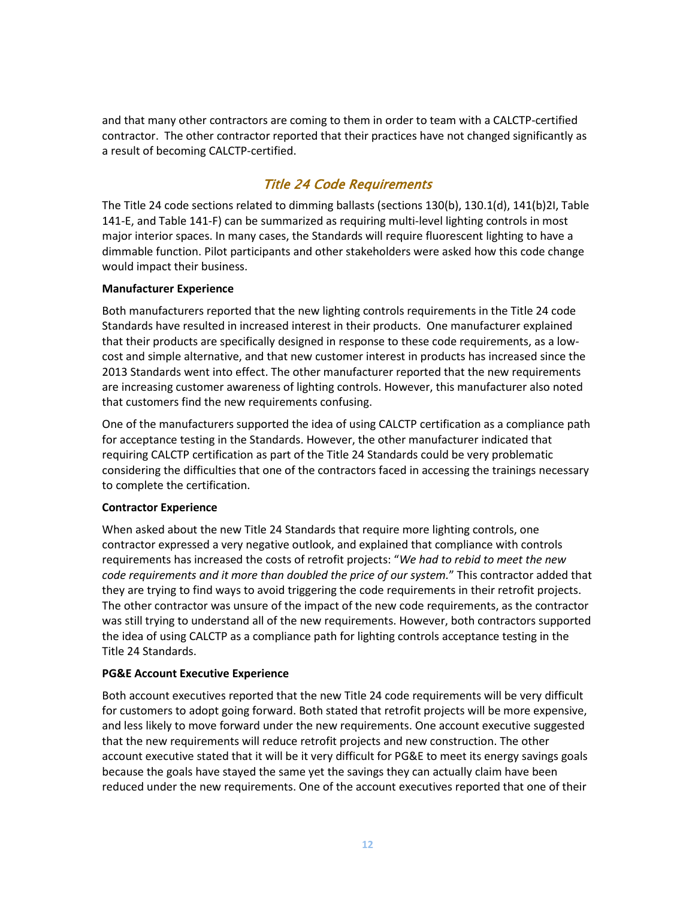and that many other contractors are coming to them in order to team with a CALCTP-certified contractor. The other contractor reported that their practices have not changed significantly as a result of becoming CALCTP-certified.

## *Title 24 Code Requirements*

The Title 24 code sections related to dimming ballasts (sections 130(b), 130.1(d), 141(b)2I, Table 141-E, and Table 141-F) can be summarized as requiring multi-level lighting controls in most major interior spaces. In many cases, the Standards will require fluorescent lighting to have a dimmable function. Pilot participants and other stakeholders were asked how this code change would impact their business.

**Manufacturer Experience**

Both manufacturers reported that the new lighting controls requirements in the Title 24 code Standards have resulted in increased interest in their products. One manufacturer explained that their products are specifically designed in response to these code requirements, as a low-cost and simple alternative, and that new customer interest in products has increased since the 2013 Standards went into effect. The other manufacturer reported that the new requirements are increasing customer awareness of lighting controls. However, this manufacturer also noted that customers find the new requirements confusing.

One of the manufacturers supported the idea of using CALCTP certification as a compliance path for acceptance testing in the Standards. However, the other manufacturer indicated that requiring CALCTP certification as part of the Title 24 Standards could be very problematic considering the difficulties that one of the contractors faced in accessing the trainings necessary to complete the certification.

**Contractor Experience**

When asked about the new Title 24 Standards that require more lighting controls, one contractor expressed a very negative outlook, and explained that compliance with controls requirements has increased the costs of retrofit projects: "*We had to rebid to meet the new code requirements and it more than doubled the price of our system.*" This contractor added that they are trying to find ways to avoid triggering the code requirements in their retrofit projects. The other contractor was unsure of the impact of the new code requirements, as the contractor was still trying to understand all of the new requirements. However, both contractors supported the idea of using CALCTP as a compliance path for lighting controls acceptance testing in the Title 24 Standards.

**PG&E Account Executive Experience**

Both account executives reported that the new Title 24 code requirements will be very difficult for customers to adopt going forward. Both stated that retrofit projects will be more expensive, and less likely to move forward under the new requirements. One account executive suggested that the new requirements will reduce retrofit projects and new construction. The other account executive stated that it will be it very difficult for PG&E to meet its energy savings goals because the goals have stayed the same yet the savings they can actually claim have been reduced under the new requirements. One of the account executives reported that one of their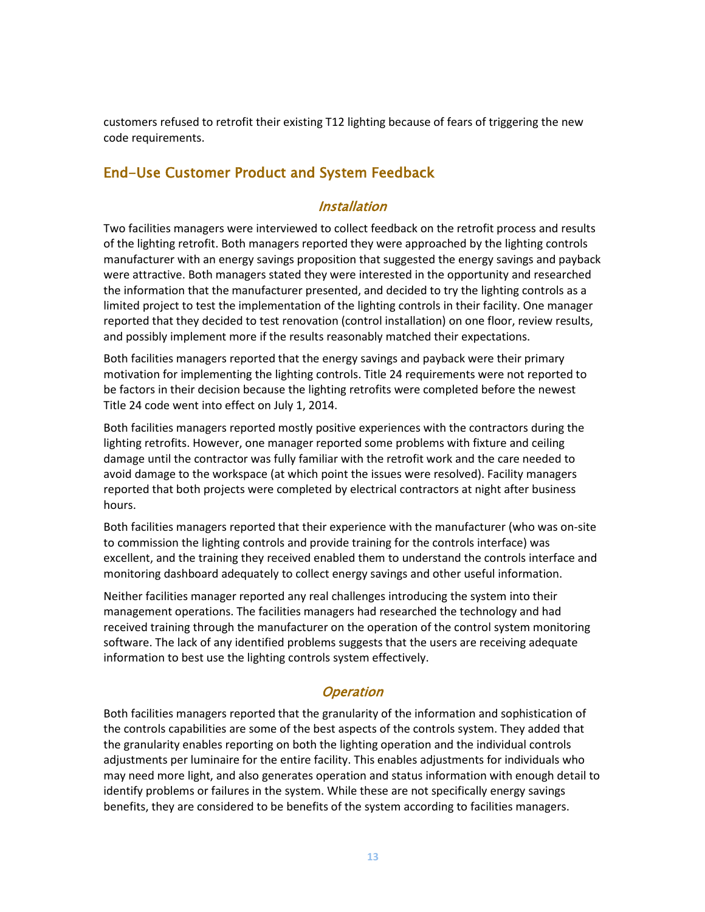customers refused to retrofit their existing T12 lighting because of fears of triggering the new code requirements.

## End-Use Customer Product and System Feedback

### *Installation*

Two facilities managers were interviewed to collect feedback on the retrofit process and results of the lighting retrofit. Both managers reported they were approached by the lighting controls manufacturer with an energy savings proposition that suggested the energy savings and payback were attractive. Both managers stated they were interested in the opportunity and researched the information that the manufacturer presented, and decided to try the lighting controls as a limited project to test the implementation of the lighting controls in their facility. One manager reported that they decided to test renovation (control installation) on one floor, review results, and possibly implement more if the results reasonably matched their expectations.

Both facilities managers reported that the energy savings and payback were their primary motivation for implementing the lighting controls. Title 24 requirements were not reported to be factors in their decision because the lighting retrofits were completed before the newest Title 24 code went into effect on July 1, 2014.

Both facilities managers reported mostly positive experiences with the contractors during the lighting retrofits. However, one manager reported some problems with fixture and ceiling damage until the contractor was fully familiar with the retrofit work and the care needed to avoid damage to the workspace (at which point the issues were resolved). Facility managers reported that both projects were completed by electrical contractors at night after business hours.

Both facilities managers reported that their experience with the manufacturer (who was on-site to commission the lighting controls and provide training for the controls interface) was excellent, and the training they received enabled them to understand the controls interface and monitoring dashboard adequately to collect energy savings and other useful information.

Neither facilities manager reported any real challenges introducing the system into their management operations. The facilities managers had researched the technology and had received training through the manufacturer on the operation of the control system monitoring software. The lack of any identified problems suggests that the users are receiving adequate information to best use the lighting controls system effectively.

### *Operation*

Both facilities managers reported that the granularity of the information and sophistication of the controls capabilities are some of the best aspects of the controls system. They added that the granularity enables reporting on both the lighting operation and the individual controls adjustments per luminaire for the entire facility. This enables adjustments for individuals who may need more light, and also generates operation and status information with enough detail to identify problems or failures in the system. While these are not specifically energy savings benefits, they are considered to be benefits of the system according to facilities managers.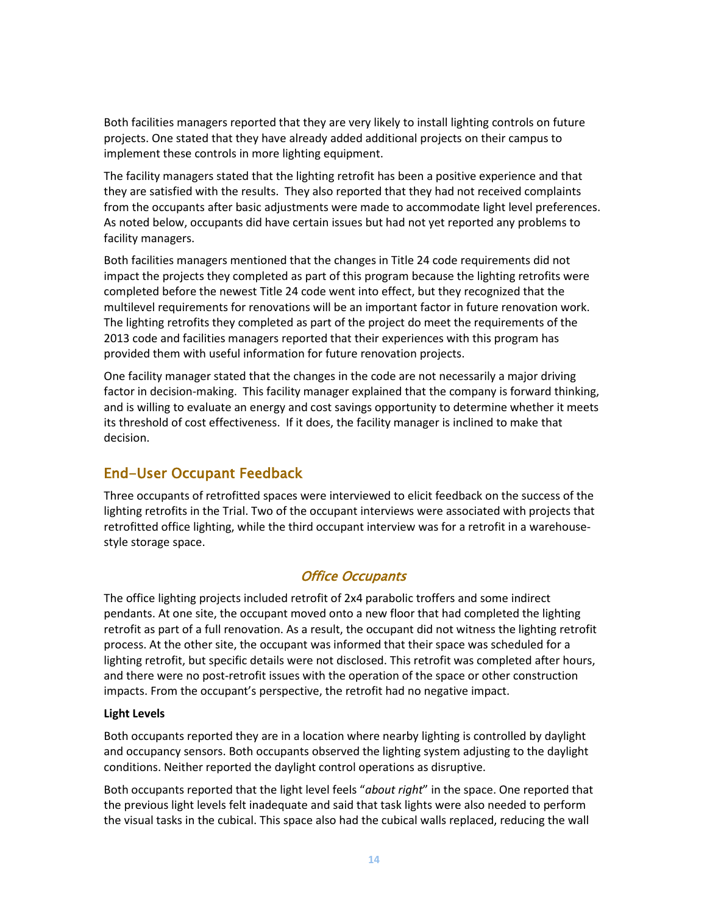Both facilities managers reported that they are very likely to install lighting controls on future projects. One stated that they have already added additional projects on their campus to implement these controls in more lighting equipment.

The facility managers stated that the lighting retrofit has been a positive experience and that they are satisfied with the results. They also reported that they had not received complaints from the occupants after basic adjustments were made to accommodate light level preferences. As noted below, occupants did have certain issues but had not yet reported any problems to facility managers.

Both facilities managers mentioned that the changes in Title 24 code requirements did not impact the projects they completed as part of this program because the lighting retrofits were completed before the newest Title 24 code went into effect, but they recognized that the multilevel requirements for renovations will be an important factor in future renovation work. The lighting retrofits they completed as part of the project do meet the requirements of the 2013 code and facilities managers reported that their experiences with this program has provided them with useful information for future renovation projects.

One facility manager stated that the changes in the code are not necessarily a major driving factor in decision-making. This facility manager explained that the company is forward thinking, and is willing to evaluate an energy and cost savings opportunity to determine whether it meets its threshold of cost effectiveness. If it does, the facility manager is inclined to make that decision.

## End-User Occupant Feedback

Three occupants of retrofitted spaces were interviewed to elicit feedback on the success of the lighting retrofits in the Trial. Two of the occupant interviews were associated with projects that retrofitted office lighting, while the third occupant interview was for a retrofit in a warehouse-style storage space.

### *Office Occupants*

The office lighting projects included retrofit of 2x4 parabolic troffers and some indirect pendants. At one site, the occupant moved onto a new floor that had completed the lighting retrofit as part of a full renovation. As a result, the occupant did not witness the lighting retrofit process. At the other site, the occupant was informed that their space was scheduled for a lighting retrofit, but specific details were not disclosed. This retrofit was completed after hours, and there were no post-retrofit issues with the operation of the space or other construction impacts. From the occupant's perspective, the retrofit had no negative impact.

**Light Levels**

Both occupants reported they are in a location where nearby lighting is controlled by daylight and occupancy sensors. Both occupants observed the lighting system adjusting to the daylight conditions. Neither reported the daylight control operations as disruptive.

Both occupants reported that the light level feels "*about right*" in the space. One reported that the previous light levels felt inadequate and said that task lights were also needed to perform the visual tasks in the cubical. This space also had the cubical walls replaced, reducing the wall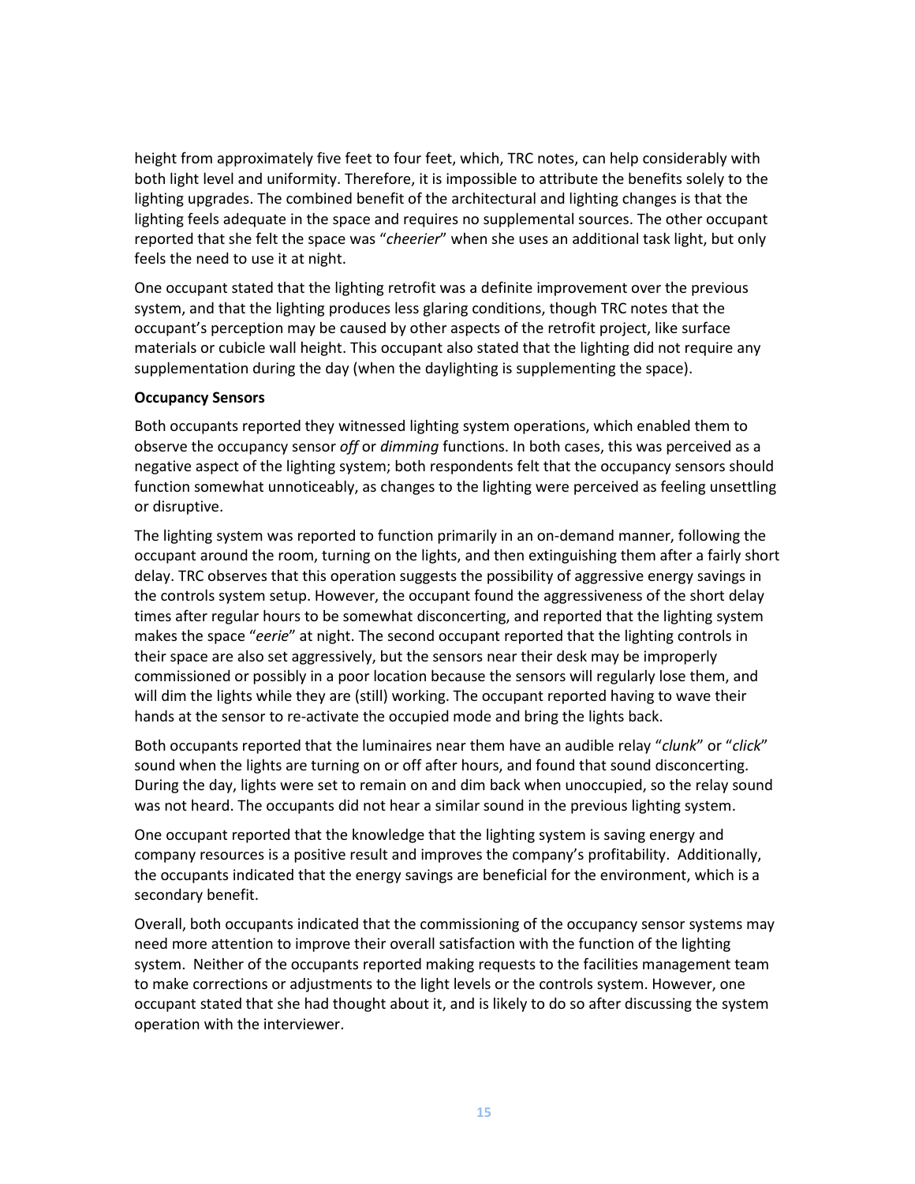height from approximately five feet to four feet, which, TRC notes, can help considerably with both light level and uniformity. Therefore, it is impossible to attribute the benefits solely to the lighting upgrades. The combined benefit of the architectural and lighting changes is that the lighting feels adequate in the space and requires no supplemental sources. The other occupant reported that she felt the space was "*cheerier*" when she uses an additional task light, but only feels the need to use it at night.

One occupant stated that the lighting retrofit was a definite improvement over the previous system, and that the lighting produces less glaring conditions, though TRC notes that the occupant's perception may be caused by other aspects of the retrofit project, like surface materials or cubicle wall height. This occupant also stated that the lighting did not require any supplementation during the day (when the daylighting is supplementing the space).

**Occupancy Sensors**

Both occupants reported they witnessed lighting system operations, which enabled them to observe the occupancy sensor *off* or *dimming* functions. In both cases, this was perceived as a negative aspect of the lighting system; both respondents felt that the occupancy sensors should function somewhat unnoticeably, as changes to the lighting were perceived as feeling unsettling or disruptive.

The lighting system was reported to function primarily in an on-demand manner, following the occupant around the room, turning on the lights, and then extinguishing them after a fairly short delay. TRC observes that this operation suggests the possibility of aggressive energy savings in the controls system setup. However, the occupant found the aggressiveness of the short delay times after regular hours to be somewhat disconcerting, and reported that the lighting system makes the space "*eerie*" at night. The second occupant reported that the lighting controls in their space are also set aggressively, but the sensors near their desk may be improperly commissioned or possibly in a poor location because the sensors will regularly lose them, and will dim the lights while they are (still) working. The occupant reported having to wave their hands at the sensor to re-activate the occupied mode and bring the lights back.

Both occupants reported that the luminaires near them have an audible relay "*clunk*" or "*click*" sound when the lights are turning on or off after hours, and found that sound disconcerting. During the day, lights were set to remain on and dim back when unoccupied, so the relay sound was not heard. The occupants did not hear a similar sound in the previous lighting system.

One occupant reported that the knowledge that the lighting system is saving energy and company resources is a positive result and improves the company's profitability. Additionally, the occupants indicated that the energy savings are beneficial for the environment, which is a secondary benefit.

Overall, both occupants indicated that the commissioning of the occupancy sensor systems may need more attention to improve their overall satisfaction with the function of the lighting system. Neither of the occupants reported making requests to the facilities management team to make corrections or adjustments to the light levels or the controls system. However, one occupant stated that she had thought about it, and is likely to do so after discussing the system operation with the interviewer.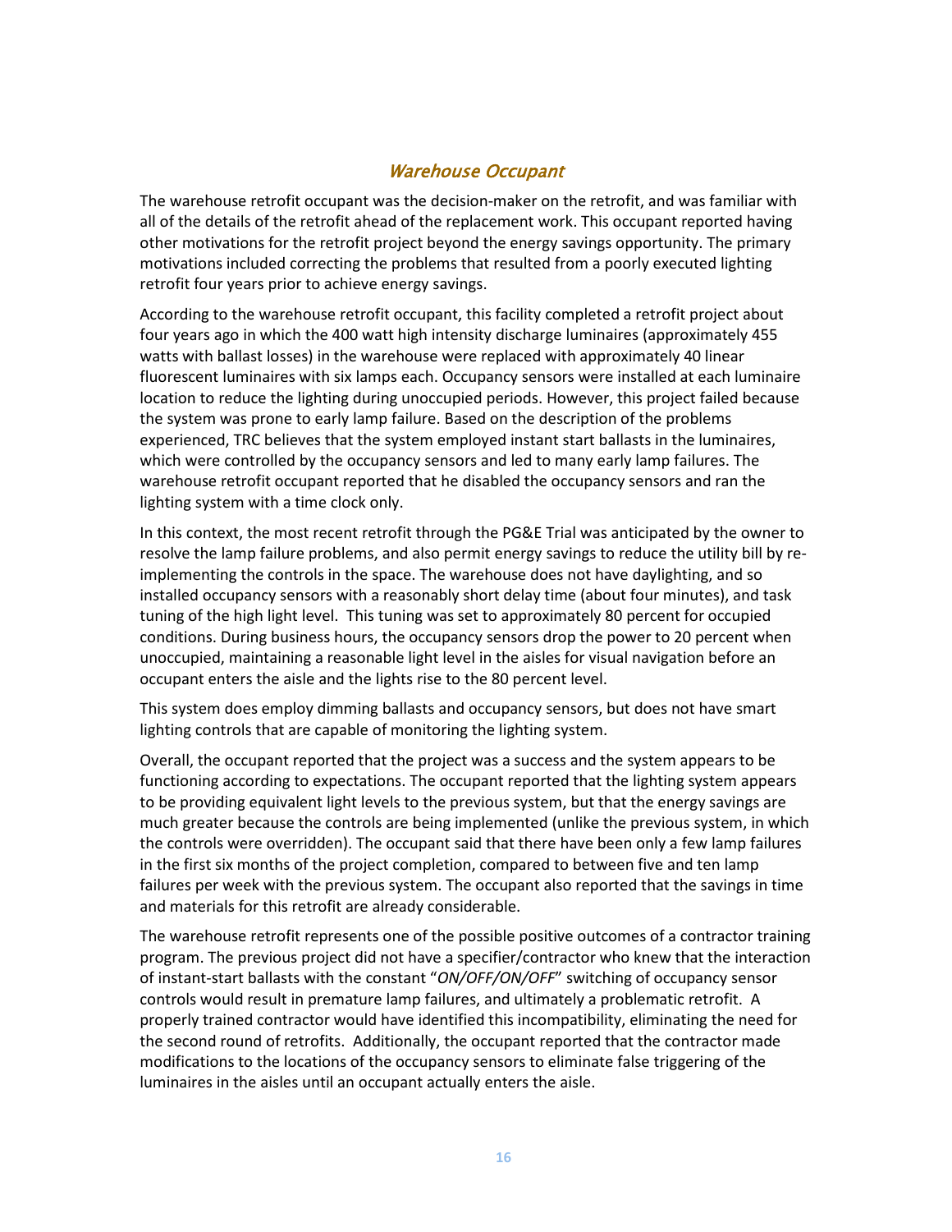### *Warehouse Occupant*

The warehouse retrofit occupant was the decision-maker on the retrofit, and was familiar with all of the details of the retrofit ahead of the replacement work. This occupant reported having other motivations for the retrofit project beyond the energy savings opportunity. The primary motivations included correcting the problems that resulted from a poorly executed lighting retrofit four years prior to achieve energy savings.

According to the warehouse retrofit occupant, this facility completed a retrofit project about four years ago in which the 400 watt high intensity discharge luminaires (approximately 455 watts with ballast losses) in the warehouse were replaced with approximately 40 linear fluorescent luminaires with six lamps each. Occupancy sensors were installed at each luminaire location to reduce the lighting during unoccupied periods. However, this project failed because the system was prone to early lamp failure. Based on the description of the problems experienced, TRC believes that the system employed instant start ballasts in the luminaires, which were controlled by the occupancy sensors and led to many early lamp failures. The warehouse retrofit occupant reported that he disabled the occupancy sensors and ran the lighting system with a time clock only.

In this context, the most recent retrofit through the PG&E Trial was anticipated by the owner to resolve the lamp failure problems, and also permit energy savings to reduce the utility bill by re-implementing the controls in the space. The warehouse does not have daylighting, and so installed occupancy sensors with a reasonably short delay time (about four minutes), and task tuning of the high light level. This tuning was set to approximately 80 percent for occupied conditions. During business hours, the occupancy sensors drop the power to 20 percent when unoccupied, maintaining a reasonable light level in the aisles for visual navigation before an occupant enters the aisle and the lights rise to the 80 percent level.

This system does employ dimming ballasts and occupancy sensors, but does not have smart lighting controls that are capable of monitoring the lighting system.

Overall, the occupant reported that the project was a success and the system appears to be functioning according to expectations. The occupant reported that the lighting system appears to be providing equivalent light levels to the previous system, but that the energy savings are much greater because the controls are being implemented (unlike the previous system, in which the controls were overridden). The occupant said that there have been only a few lamp failures in the first six months of the project completion, compared to between five and ten lamp failures per week with the previous system. The occupant also reported that the savings in time and materials for this retrofit are already considerable.

The warehouse retrofit represents one of the possible positive outcomes of a contractor training program. The previous project did not have a specifier/contractor who knew that the interaction of instant-start ballasts with the constant "*ON/OFF/ON/OFF*" switching of occupancy sensor controls would result in premature lamp failures, and ultimately a problematic retrofit. A properly trained contractor would have identified this incompatibility, eliminating the need for the second round of retrofits. Additionally, the occupant reported that the contractor made modifications to the locations of the occupancy sensors to eliminate false triggering of the luminaires in the aisles until an occupant actually enters the aisle.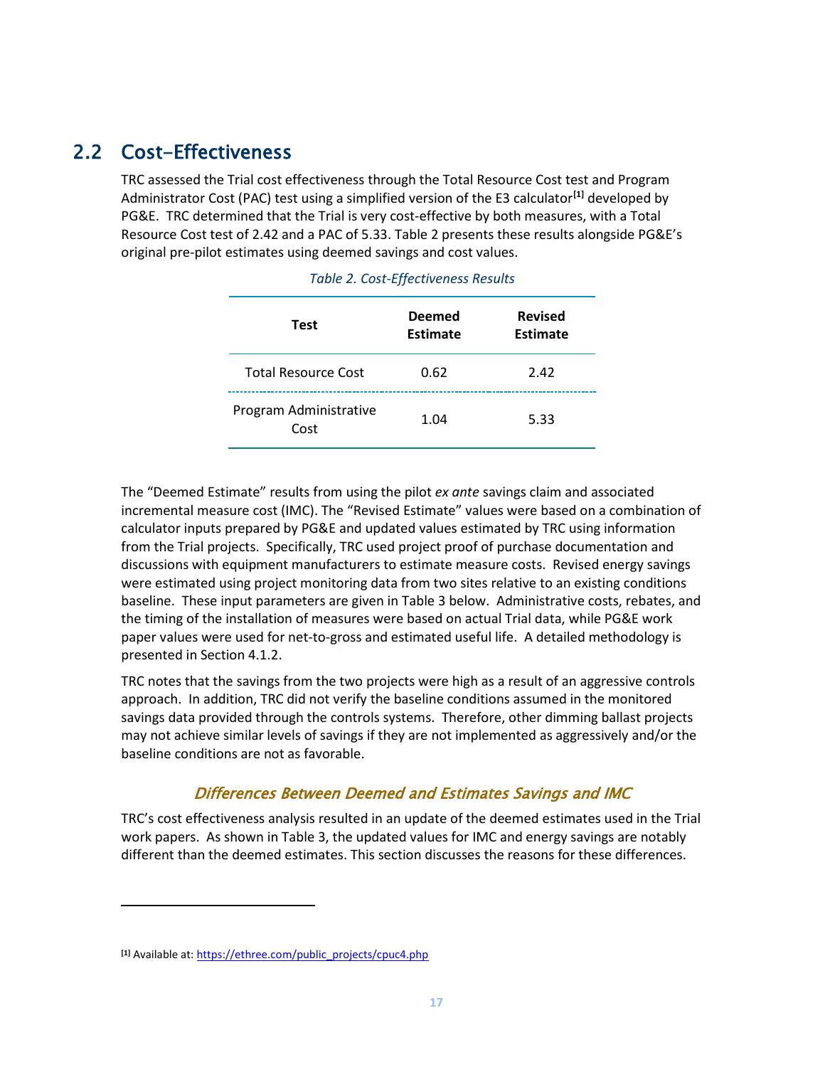## 2.2 Cost-Effectiveness

TRC assessed the Trial cost effectiveness through the Total Resource Cost test and Program Administrator Cost (PAC) test using a simplified version of the E3 calculator[1] developed by PG&E. TRC determined that the Trial is very cost-effective by both measures, with a Total Resource Cost test of 2.42 and a PAC of 5.33. Table 2 presents these results alongside PG&E's original pre-pilot estimates using deemed savings and cost values.

*Table 2. Cost-Effectiveness Results*

| Test | Deemed Estimate | Revised Estimate |
|---|---|---|
| Total Resource Cost | 0.62 | 2.42 |
| Program Administrative Cost | 1.04 | 5.33 |

The "Deemed Estimate" results from using the pilot *ex ante* savings claim and associated incremental measure cost (IMC). The "Revised Estimate" values were based on a combination of calculator inputs prepared by PG&E and updated values estimated by TRC using information from the Trial projects. Specifically, TRC used project proof of purchase documentation and discussions with equipment manufacturers to estimate measure costs. Revised energy savings were estimated using project monitoring data from two sites relative to an existing conditions baseline. These input parameters are given in Table 3 below. Administrative costs, rebates, and the timing of the installation of measures were based on actual Trial data, while PG&E work paper values were used for net-to-gross and estimated useful life. A detailed methodology is presented in Section 4.1.2.

TRC notes that the savings from the two projects were high as a result of an aggressive controls approach. In addition, TRC did not verify the baseline conditions assumed in the monitored savings data provided through the controls systems. Therefore, other dimming ballast projects may not achieve similar levels of savings if they are not implemented as aggressively and/or the baseline conditions are not as favorable.

### *Differences Between Deemed and Estimates Savings and IMC*

TRC's cost effectiveness analysis resulted in an update of the deemed estimates used in the Trial work papers. As shown in Table 3, the updated values for IMC and energy savings are notably different than the deemed estimates. This section discusses the reasons for these differences.

[1] Available at: https://ethree.com/public_projects/cpuc4.php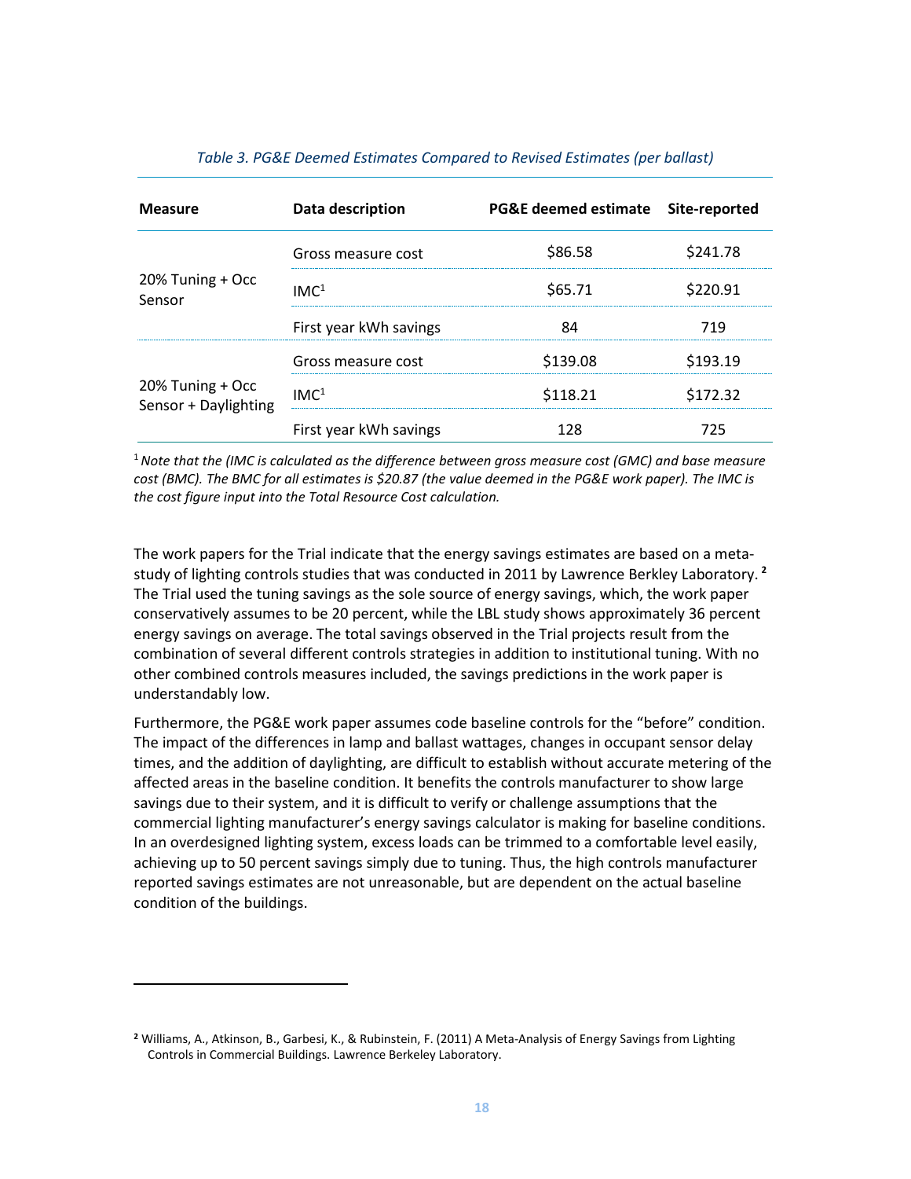*Table 3. PG&E Deemed Estimates Compared to Revised Estimates (per ballast)*

| Measure | Data description | PG&E deemed estimate | Site-reported |
|---|---|---|---|
| 20% Tuning + Occ Sensor | Gross measure cost | $86.58 | $241.78 |
| | IMC[1] | $65.71 | $220.91 |
| | First year kWh savings | 84 | 719 |
| 20% Tuning + Occ Sensor + Daylighting | Gross measure cost | $139.08 | $193.19 |
| | IMC[1] | $118.21 | $172.32 |
| | First year kWh savings | 128 | 725 |

[1] *Note that the (IMC is calculated as the difference between gross measure cost (GMC) and base measure cost (BMC). The BMC for all estimates is $20.87 (the value deemed in the PG&E work paper). The IMC is the cost figure input into the Total Resource Cost calculation.*

The work papers for the Trial indicate that the energy savings estimates are based on a meta-study of lighting controls studies that was conducted in 2011 by Lawrence Berkley Laboratory. [2] The Trial used the tuning savings as the sole source of energy savings, which, the work paper conservatively assumes to be 20 percent, while the LBL study shows approximately 36 percent energy savings on average. The total savings observed in the Trial projects result from the combination of several different controls strategies in addition to institutional tuning. With no other combined controls measures included, the savings predictions in the work paper is understandably low.

Furthermore, the PG&E work paper assumes code baseline controls for the "before" condition. The impact of the differences in lamp and ballast wattages, changes in occupant sensor delay times, and the addition of daylighting, are difficult to establish without accurate metering of the affected areas in the baseline condition. It benefits the controls manufacturer to show large savings due to their system, and it is difficult to verify or challenge assumptions that the commercial lighting manufacturer's energy savings calculator is making for baseline conditions. In an overdesigned lighting system, excess loads can be trimmed to a comfortable level easily, achieving up to 50 percent savings simply due to tuning. Thus, the high controls manufacturer reported savings estimates are not unreasonable, but are dependent on the actual baseline condition of the buildings.

[2] Williams, A., Atkinson, B., Garbesi, K., & Rubinstein, F. (2011) A Meta-Analysis of Energy Savings from Lighting Controls in Commercial Buildings. Lawrence Berkeley Laboratory.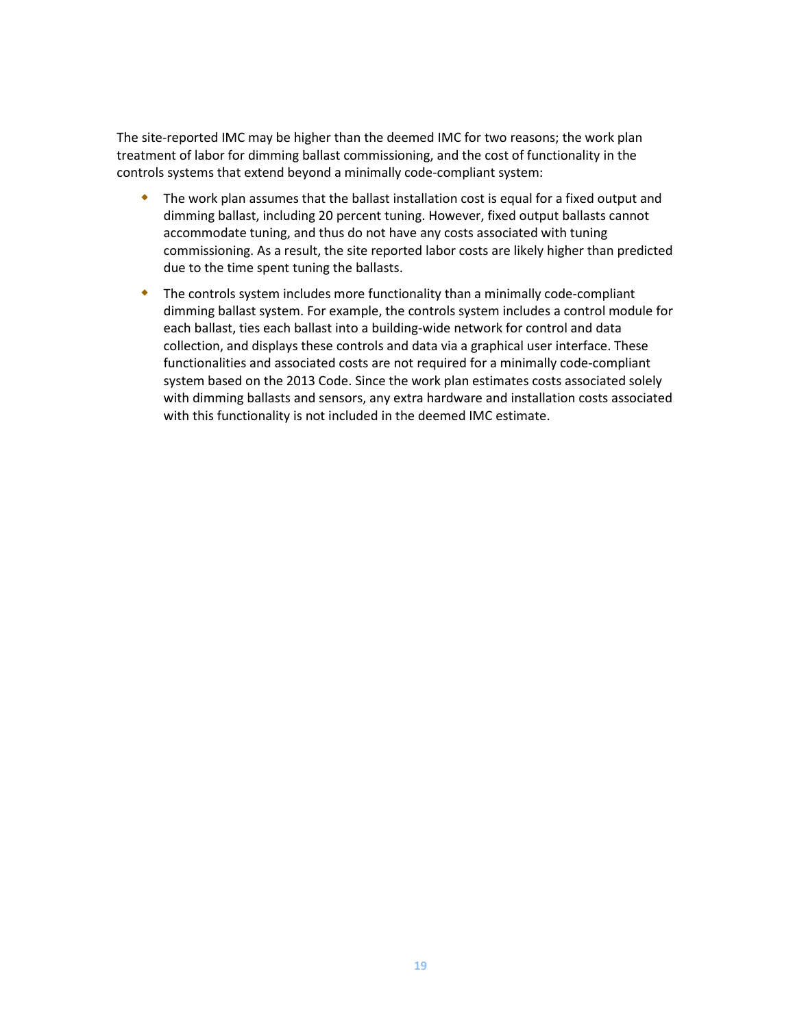The site-reported IMC may be higher than the deemed IMC for two reasons; the work plan treatment of labor for dimming ballast commissioning, and the cost of functionality in the controls systems that extend beyond a minimally code-compliant system:

- The work plan assumes that the ballast installation cost is equal for a fixed output and dimming ballast, including 20 percent tuning. However, fixed output ballasts cannot accommodate tuning, and thus do not have any costs associated with tuning commissioning. As a result, the site reported labor costs are likely higher than predicted due to the time spent tuning the ballasts.
- The controls system includes more functionality than a minimally code-compliant dimming ballast system. For example, the controls system includes a control module for each ballast, ties each ballast into a building-wide network for control and data collection, and displays these controls and data via a graphical user interface. These functionalities and associated costs are not required for a minimally code-compliant system based on the 2013 Code. Since the work plan estimates costs associated solely with dimming ballasts and sensors, any extra hardware and installation costs associated with this functionality is not included in the deemed IMC estimate.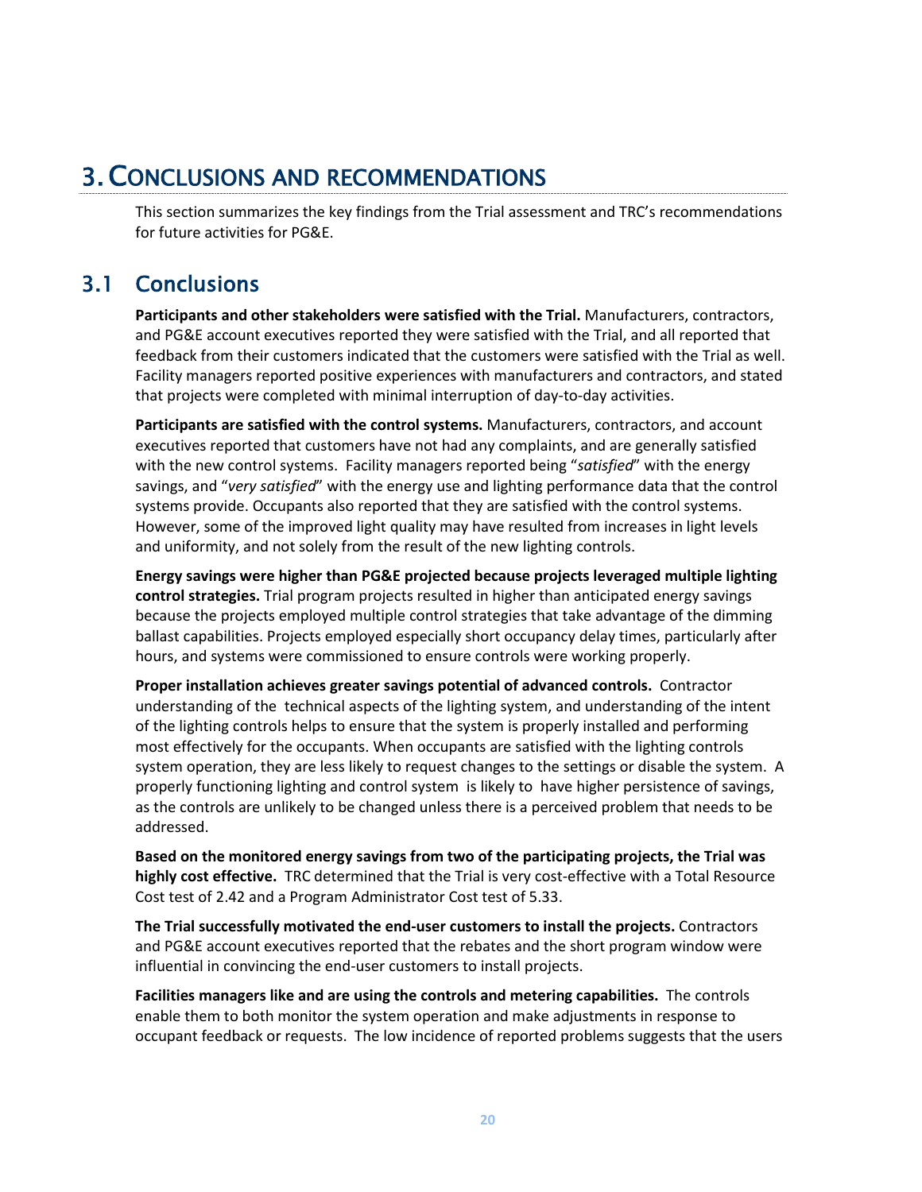# 3. CONCLUSIONS AND RECOMMENDATIONS

This section summarizes the key findings from the Trial assessment and TRC's recommendations for future activities for PG&E.

## 3.1 Conclusions

**Participants and other stakeholders were satisfied with the Trial.** Manufacturers, contractors, and PG&E account executives reported they were satisfied with the Trial, and all reported that feedback from their customers indicated that the customers were satisfied with the Trial as well. Facility managers reported positive experiences with manufacturers and contractors, and stated that projects were completed with minimal interruption of day-to-day activities.

**Participants are satisfied with the control systems.** Manufacturers, contractors, and account executives reported that customers have not had any complaints, and are generally satisfied with the new control systems. Facility managers reported being "*satisfied*" with the energy savings, and "*very satisfied*" with the energy use and lighting performance data that the control systems provide. Occupants also reported that they are satisfied with the control systems. However, some of the improved light quality may have resulted from increases in light levels and uniformity, and not solely from the result of the new lighting controls.

**Energy savings were higher than PG&E projected because projects leveraged multiple lighting control strategies.** Trial program projects resulted in higher than anticipated energy savings because the projects employed multiple control strategies that take advantage of the dimming ballast capabilities. Projects employed especially short occupancy delay times, particularly after hours, and systems were commissioned to ensure controls were working properly.

**Proper installation achieves greater savings potential of advanced controls.** Contractor understanding of the technical aspects of the lighting system, and understanding of the intent of the lighting controls helps to ensure that the system is properly installed and performing most effectively for the occupants. When occupants are satisfied with the lighting controls system operation, they are less likely to request changes to the settings or disable the system. A properly functioning lighting and control system is likely to have higher persistence of savings, as the controls are unlikely to be changed unless there is a perceived problem that needs to be addressed.

**Based on the monitored energy savings from two of the participating projects, the Trial was highly cost effective.** TRC determined that the Trial is very cost-effective with a Total Resource Cost test of 2.42 and a Program Administrator Cost test of 5.33.

**The Trial successfully motivated the end-user customers to install the projects.** Contractors and PG&E account executives reported that the rebates and the short program window were influential in convincing the end-user customers to install projects.

**Facilities managers like and are using the controls and metering capabilities.** The controls enable them to both monitor the system operation and make adjustments in response to occupant feedback or requests. The low incidence of reported problems suggests that the users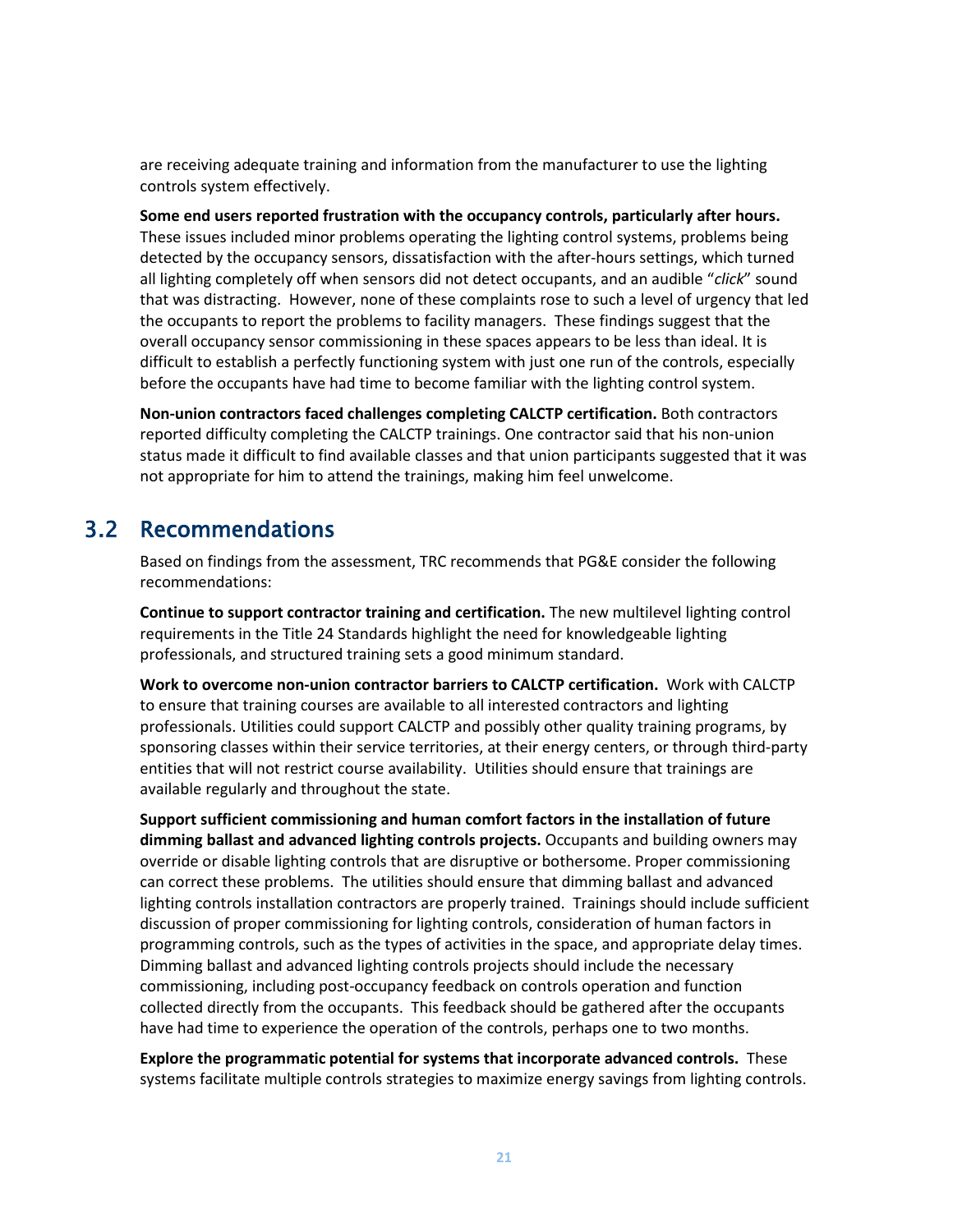are receiving adequate training and information from the manufacturer to use the lighting controls system effectively.

**Some end users reported frustration with the occupancy controls, particularly after hours.** These issues included minor problems operating the lighting control systems, problems being detected by the occupancy sensors, dissatisfaction with the after-hours settings, which turned all lighting completely off when sensors did not detect occupants, and an audible "*click*" sound that was distracting. However, none of these complaints rose to such a level of urgency that led the occupants to report the problems to facility managers. These findings suggest that the overall occupancy sensor commissioning in these spaces appears to be less than ideal. It is difficult to establish a perfectly functioning system with just one run of the controls, especially before the occupants have had time to become familiar with the lighting control system.

**Non-union contractors faced challenges completing CALCTP certification.** Both contractors reported difficulty completing the CALCTP trainings. One contractor said that his non-union status made it difficult to find available classes and that union participants suggested that it was not appropriate for him to attend the trainings, making him feel unwelcome.

## 3.2 Recommendations

Based on findings from the assessment, TRC recommends that PG&E consider the following recommendations:

**Continue to support contractor training and certification.** The new multilevel lighting control requirements in the Title 24 Standards highlight the need for knowledgeable lighting professionals, and structured training sets a good minimum standard.

**Work to overcome non-union contractor barriers to CALCTP certification.** Work with CALCTP to ensure that training courses are available to all interested contractors and lighting professionals. Utilities could support CALCTP and possibly other quality training programs, by sponsoring classes within their service territories, at their energy centers, or through third-party entities that will not restrict course availability. Utilities should ensure that trainings are available regularly and throughout the state.

**Support sufficient commissioning and human comfort factors in the installation of future dimming ballast and advanced lighting controls projects.** Occupants and building owners may override or disable lighting controls that are disruptive or bothersome. Proper commissioning can correct these problems. The utilities should ensure that dimming ballast and advanced lighting controls installation contractors are properly trained. Trainings should include sufficient discussion of proper commissioning for lighting controls, consideration of human factors in programming controls, such as the types of activities in the space, and appropriate delay times. Dimming ballast and advanced lighting controls projects should include the necessary commissioning, including post-occupancy feedback on controls operation and function collected directly from the occupants. This feedback should be gathered after the occupants have had time to experience the operation of the controls, perhaps one to two months.

**Explore the programmatic potential for systems that incorporate advanced controls.** These systems facilitate multiple controls strategies to maximize energy savings from lighting controls.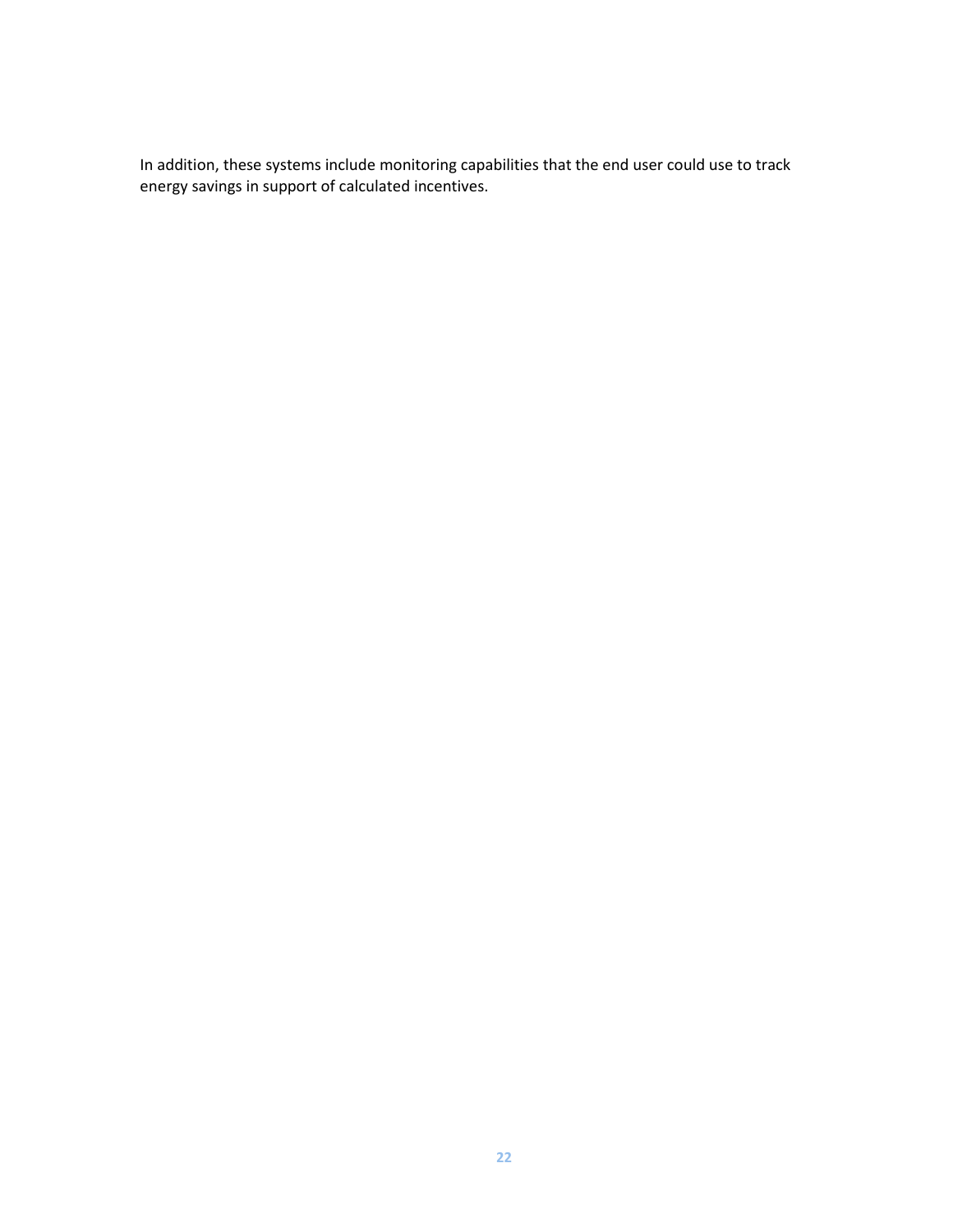In addition, these systems include monitoring capabilities that the end user could use to track energy savings in support of calculated incentives.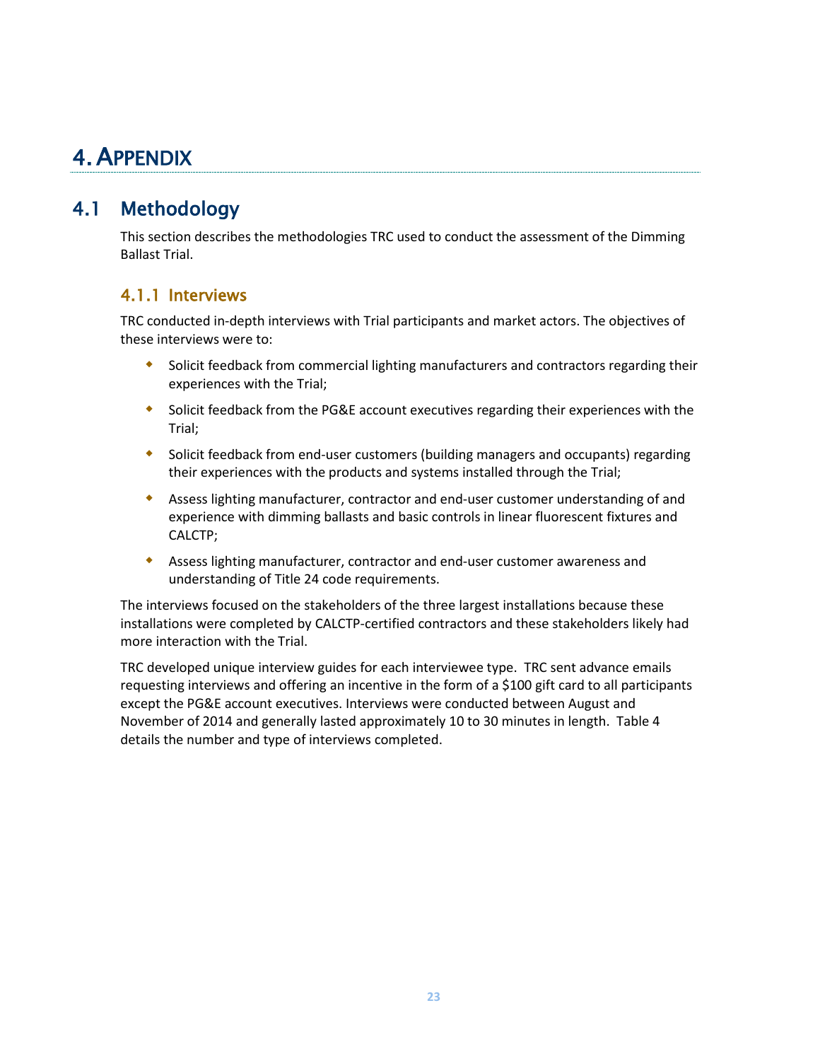# 4. APPENDIX

## 4.1 Methodology

This section describes the methodologies TRC used to conduct the assessment of the Dimming Ballast Trial.

### 4.1.1 Interviews

TRC conducted in-depth interviews with Trial participants and market actors. The objectives of these interviews were to:

- Solicit feedback from commercial lighting manufacturers and contractors regarding their experiences with the Trial;
- Solicit feedback from the PG&E account executives regarding their experiences with the Trial;
- Solicit feedback from end-user customers (building managers and occupants) regarding their experiences with the products and systems installed through the Trial;
- Assess lighting manufacturer, contractor and end-user customer understanding of and experience with dimming ballasts and basic controls in linear fluorescent fixtures and CALCTP;
- Assess lighting manufacturer, contractor and end-user customer awareness and understanding of Title 24 code requirements.

The interviews focused on the stakeholders of the three largest installations because these installations were completed by CALCTP-certified contractors and these stakeholders likely had more interaction with the Trial.

TRC developed unique interview guides for each interviewee type. TRC sent advance emails requesting interviews and offering an incentive in the form of a $100 gift card to all participants except the PG&E account executives. Interviews were conducted between August and November of 2014 and generally lasted approximately 10 to 30 minutes in length. Table 4 details the number and type of interviews completed.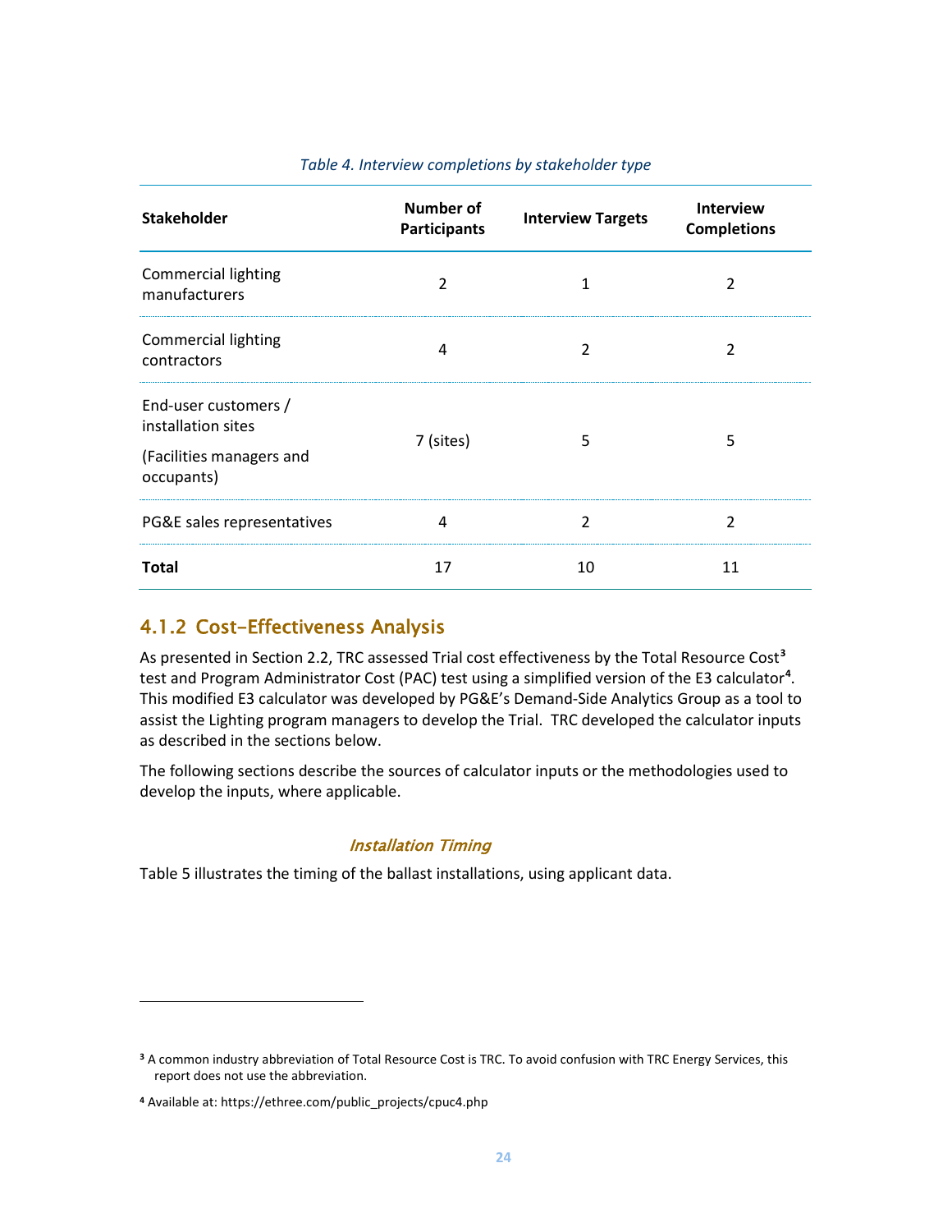*Table 4. Interview completions by stakeholder type*

| Stakeholder | Number of Participants | Interview Targets | Interview Completions |
|---|---|---|---|
| Commercial lighting manufacturers | 2 | 1 | 2 |
| Commercial lighting contractors | 4 | 2 | 2 |
| End-user customers / installation sites (Facilities managers and occupants) | 7 (sites) | 5 | 5 |
| PG&E sales representatives | 4 | 2 | 2 |
| **Total** | 17 | 10 | 11 |

### 4.1.2 Cost-Effectiveness Analysis

As presented in Section 2.2, TRC assessed Trial cost effectiveness by the Total Resource Cost[3] test and Program Administrator Cost (PAC) test using a simplified version of the E3 calculator[4]. This modified E3 calculator was developed by PG&E's Demand-Side Analytics Group as a tool to assist the Lighting program managers to develop the Trial. TRC developed the calculator inputs as described in the sections below.

The following sections describe the sources of calculator inputs or the methodologies used to develop the inputs, where applicable.

#### *Installation Timing*

Table 5 illustrates the timing of the ballast installations, using applicant data.

---

[3] A common industry abbreviation of Total Resource Cost is TRC. To avoid confusion with TRC Energy Services, this report does not use the abbreviation.

[4] Available at: https://ethree.com/public_projects/cpuc4.php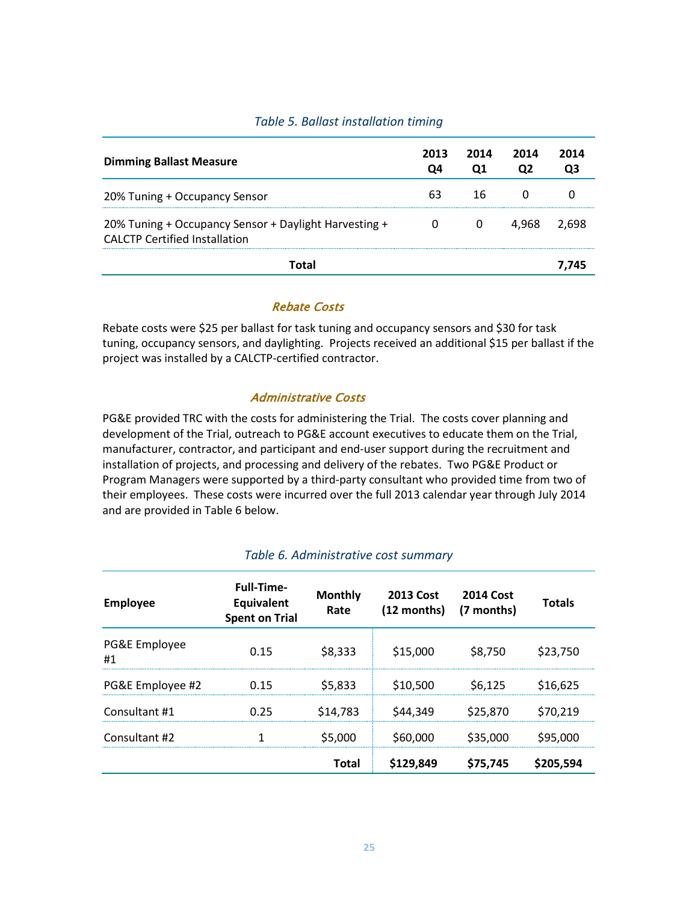*Table 5. Ballast installation timing*

| Dimming Ballast Measure | 2013 Q4 | 2014 Q1 | 2014 Q2 | 2014 Q3 |
|---|---|---|---|---|
| 20% Tuning + Occupancy Sensor | 63 | 16 | 0 | 0 |
| 20% Tuning + Occupancy Sensor + Daylight Harvesting + CALCTP Certified Installation | 0 | 0 | 4,968 | 2,698 |
| **Total** | | | | **7,745** |

### *Rebate Costs*

Rebate costs were $25 per ballast for task tuning and occupancy sensors and $30 for task tuning, occupancy sensors, and daylighting. Projects received an additional $15 per ballast if the project was installed by a CALCTP-certified contractor.

### *Administrative Costs*

PG&E provided TRC with the costs for administering the Trial. The costs cover planning and development of the Trial, outreach to PG&E account executives to educate them on the Trial, manufacturer, contractor, and participant and end-user support during the recruitment and installation of projects, and processing and delivery of the rebates. Two PG&E Product or Program Managers were supported by a third-party consultant who provided time from two of their employees. These costs were incurred over the full 2013 calendar year through July 2014 and are provided in Table 6 below.

*Table 6. Administrative cost summary*

| Employee | Full-Time-Equivalent Spent on Trial | Monthly Rate | 2013 Cost (12 months) | 2014 Cost (7 months) | Totals |
|---|---|---|---|---|---|
| PG&E Employee #1 | 0.15 | $8,333 | $15,000 | $8,750 | $23,750 |
| PG&E Employee #2 | 0.15 | $5,833 | $10,500 | $6,125 | $16,625 |
| Consultant #1 | 0.25 | $14,783 | $44,349 | $25,870 | $70,219 |
| Consultant #2 | 1 | $5,000 | $60,000 | $35,000 | $95,000 |
| | | **Total** | **$129,849** | **$75,745** | **$205,594** |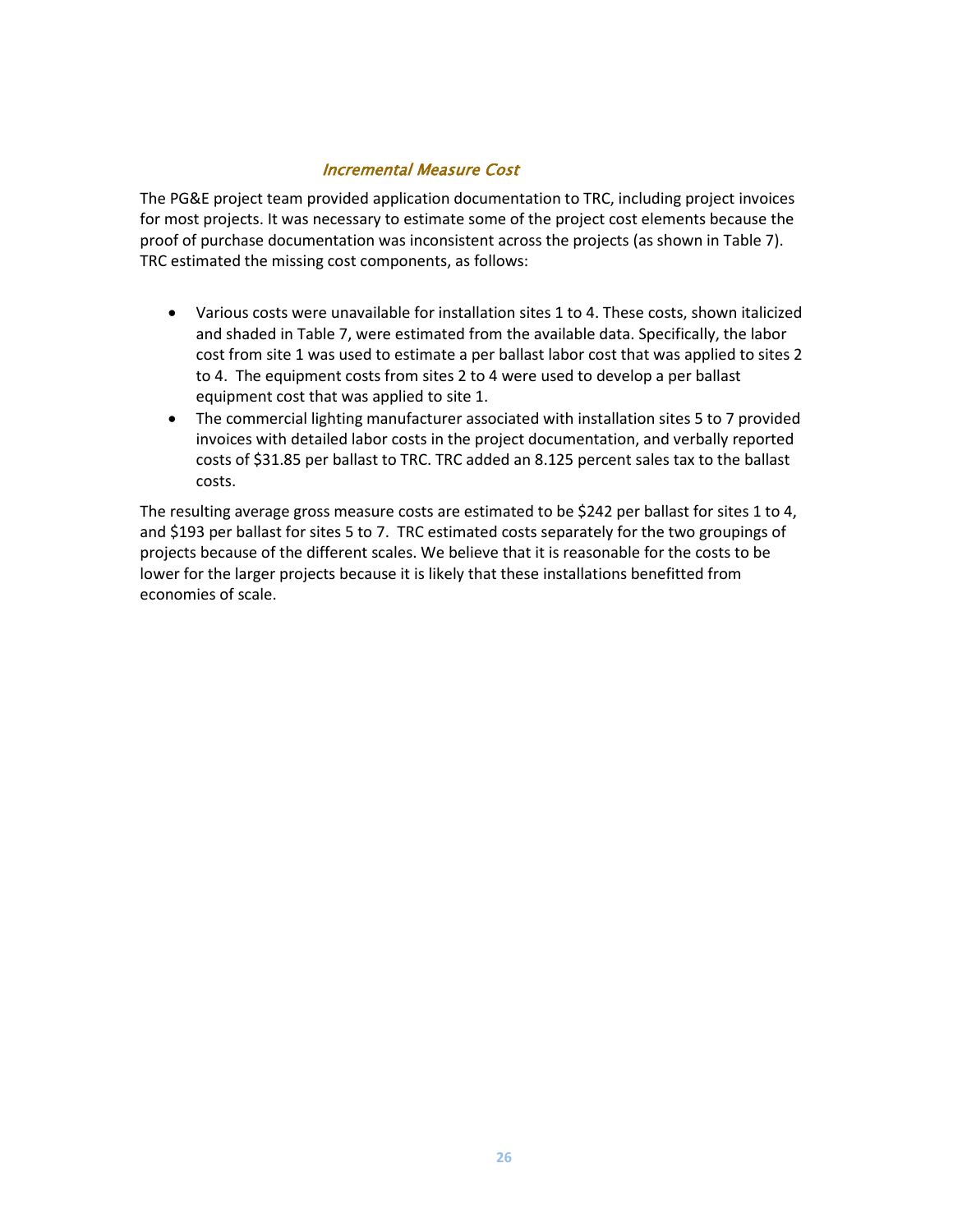### *Incremental Measure Cost*

The PG&E project team provided application documentation to TRC, including project invoices for most projects. It was necessary to estimate some of the project cost elements because the proof of purchase documentation was inconsistent across the projects (as shown in Table 7). TRC estimated the missing cost components, as follows:

- Various costs were unavailable for installation sites 1 to 4. These costs, shown italicized and shaded in Table 7, were estimated from the available data. Specifically, the labor cost from site 1 was used to estimate a per ballast labor cost that was applied to sites 2 to 4. The equipment costs from sites 2 to 4 were used to develop a per ballast equipment cost that was applied to site 1.
- The commercial lighting manufacturer associated with installation sites 5 to 7 provided invoices with detailed labor costs in the project documentation, and verbally reported costs of $31.85 per ballast to TRC. TRC added an 8.125 percent sales tax to the ballast costs.

The resulting average gross measure costs are estimated to be $242 per ballast for sites 1 to 4, and $193 per ballast for sites 5 to 7. TRC estimated costs separately for the two groupings of projects because of the different scales. We believe that it is reasonable for the costs to be lower for the larger projects because it is likely that these installations benefitted from economies of scale.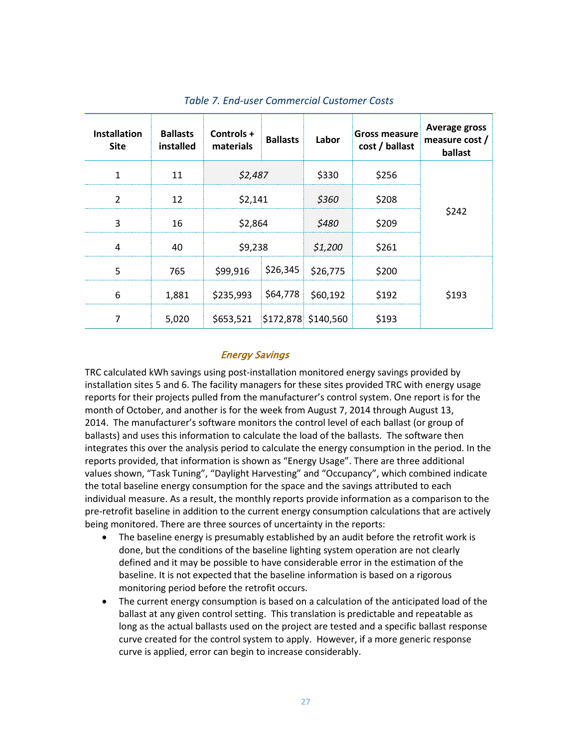*Table 7. End-user Commercial Customer Costs*

| Installation Site | Ballasts installed | Controls + materials | Ballasts | Labor | Gross measure cost / ballast | Average gross measure cost / ballast |
|---|---|---|---|---|---|---|
| 1 | 11 | *$2,487* | | $330 | $256 | $242 |
| 2 | 12 | $2,141 | | *$360* | $208 | |
| 3 | 16 | $2,864 | | *$480* | $209 | |
| 4 | 40 | $9,238 | | *$1,200* | $261 | |
| 5 | 765 | $99,916 | $26,345 | $26,775 | $200 | $193 |
| 6 | 1,881 | $235,993 | $64,778 | $60,192 | $192 | |
| 7 | 5,020 | $653,521 | $172,878 | $140,560 | $193 | |

### *Energy Savings*

TRC calculated kWh savings using post-installation monitored energy savings provided by installation sites 5 and 6. The facility managers for these sites provided TRC with energy usage reports for their projects pulled from the manufacturer's control system. One report is for the month of October, and another is for the week from August 7, 2014 through August 13, 2014. The manufacturer's software monitors the control level of each ballast (or group of ballasts) and uses this information to calculate the load of the ballasts. The software then integrates this over the analysis period to calculate the energy consumption in the period. In the reports provided, that information is shown as "Energy Usage". There are three additional values shown, "Task Tuning", "Daylight Harvesting" and "Occupancy", which combined indicate the total baseline energy consumption for the space and the savings attributed to each individual measure. As a result, the monthly reports provide information as a comparison to the pre-retrofit baseline in addition to the current energy consumption calculations that are actively being monitored. There are three sources of uncertainty in the reports:

- The baseline energy is presumably established by an audit before the retrofit work is done, but the conditions of the baseline lighting system operation are not clearly defined and it may be possible to have considerable error in the estimation of the baseline. It is not expected that the baseline information is based on a rigorous monitoring period before the retrofit occurs.
- The current energy consumption is based on a calculation of the anticipated load of the ballast at any given control setting. This translation is predictable and repeatable as long as the actual ballasts used on the project are tested and a specific ballast response curve created for the control system to apply. However, if a more generic response curve is applied, error can begin to increase considerably.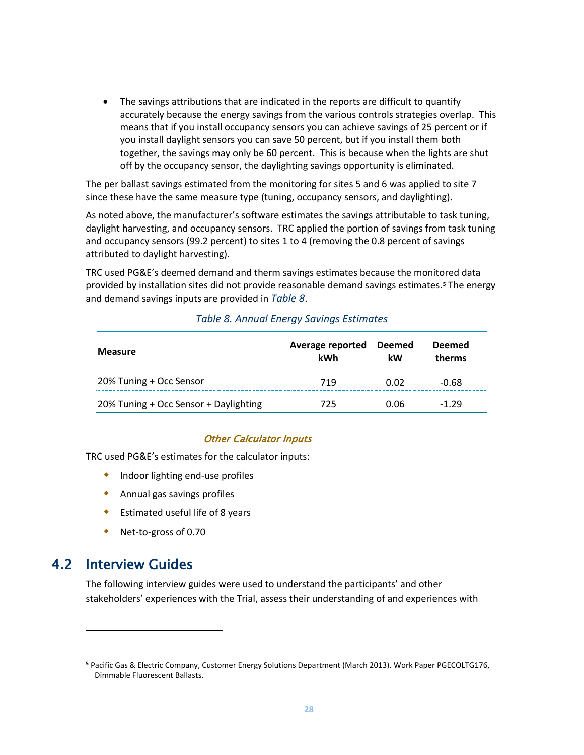- The savings attributions that are indicated in the reports are difficult to quantify accurately because the energy savings from the various controls strategies overlap. This means that if you install occupancy sensors you can achieve savings of 25 percent or if you install daylight sensors you can save 50 percent, but if you install them both together, the savings may only be 60 percent. This is because when the lights are shut off by the occupancy sensor, the daylighting savings opportunity is eliminated.

The per ballast savings estimated from the monitoring for sites 5 and 6 was applied to site 7 since these have the same measure type (tuning, occupancy sensors, and daylighting).

As noted above, the manufacturer's software estimates the savings attributable to task tuning, daylight harvesting, and occupancy sensors. TRC applied the portion of savings from task tuning and occupancy sensors (99.2 percent) to sites 1 to 4 (removing the 0.8 percent of savings attributed to daylight harvesting).

TRC used PG&E's deemed demand and therm savings estimates because the monitored data provided by installation sites did not provide reasonable demand savings estimates.[5] The energy and demand savings inputs are provided in *Table 8*.

*Table 8. Annual Energy Savings Estimates*

| Measure | Average reported kWh | Deemed kW | Deemed therms |
|---|---|---|---|
| 20% Tuning + Occ Sensor | 719 | 0.02 | -0.68 |
| 20% Tuning + Occ Sensor + Daylighting | 725 | 0.06 | -1.29 |

### *Other Calculator Inputs*

TRC used PG&E's estimates for the calculator inputs:

- Indoor lighting end-use profiles
- Annual gas savings profiles
- Estimated useful life of 8 years
- Net-to-gross of 0.70

## 4.2 Interview Guides

The following interview guides were used to understand the participants' and other stakeholders' experiences with the Trial, assess their understanding of and experiences with

[5] Pacific Gas & Electric Company, Customer Energy Solutions Department (March 2013). Work Paper PGECOLTG176, Dimmable Fluorescent Ballasts.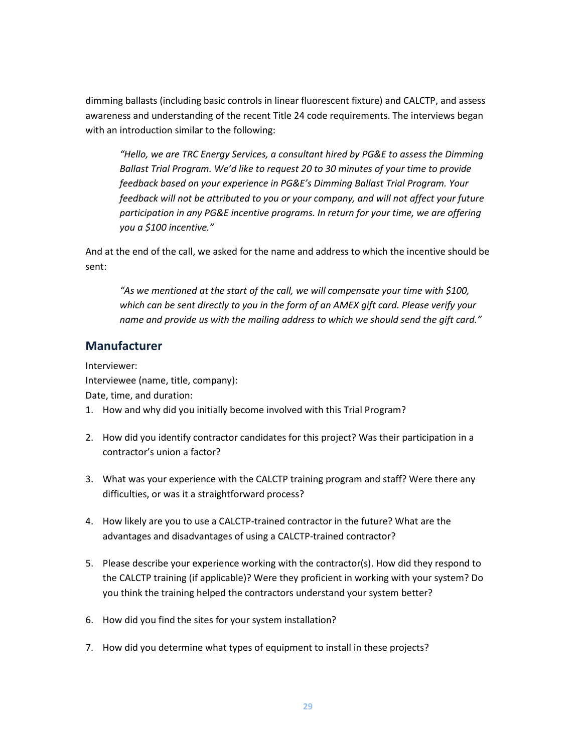dimming ballasts (including basic controls in linear fluorescent fixture) and CALCTP, and assess awareness and understanding of the recent Title 24 code requirements. The interviews began with an introduction similar to the following:

> *"Hello, we are TRC Energy Services, a consultant hired by PG&E to assess the Dimming Ballast Trial Program. We'd like to request 20 to 30 minutes of your time to provide feedback based on your experience in PG&E's Dimming Ballast Trial Program. Your feedback will not be attributed to you or your company, and will not affect your future participation in any PG&E incentive programs. In return for your time, we are offering you a $100 incentive."*

And at the end of the call, we asked for the name and address to which the incentive should be sent:

> *"As we mentioned at the start of the call, we will compensate your time with $100, which can be sent directly to you in the form of an AMEX gift card. Please verify your name and provide us with the mailing address to which we should send the gift card."*

## Manufacturer

Interviewer:
Interviewee (name, title, company):
Date, time, and duration:

1. How and why did you initially become involved with this Trial Program?

2. How did you identify contractor candidates for this project? Was their participation in a contractor's union a factor?

3. What was your experience with the CALCTP training program and staff? Were there any difficulties, or was it a straightforward process?

4. How likely are you to use a CALCTP-trained contractor in the future? What are the advantages and disadvantages of using a CALCTP-trained contractor?

5. Please describe your experience working with the contractor(s). How did they respond to the CALCTP training (if applicable)? Were they proficient in working with your system? Do you think the training helped the contractors understand your system better?

6. How did you find the sites for your system installation?

7. How did you determine what types of equipment to install in these projects?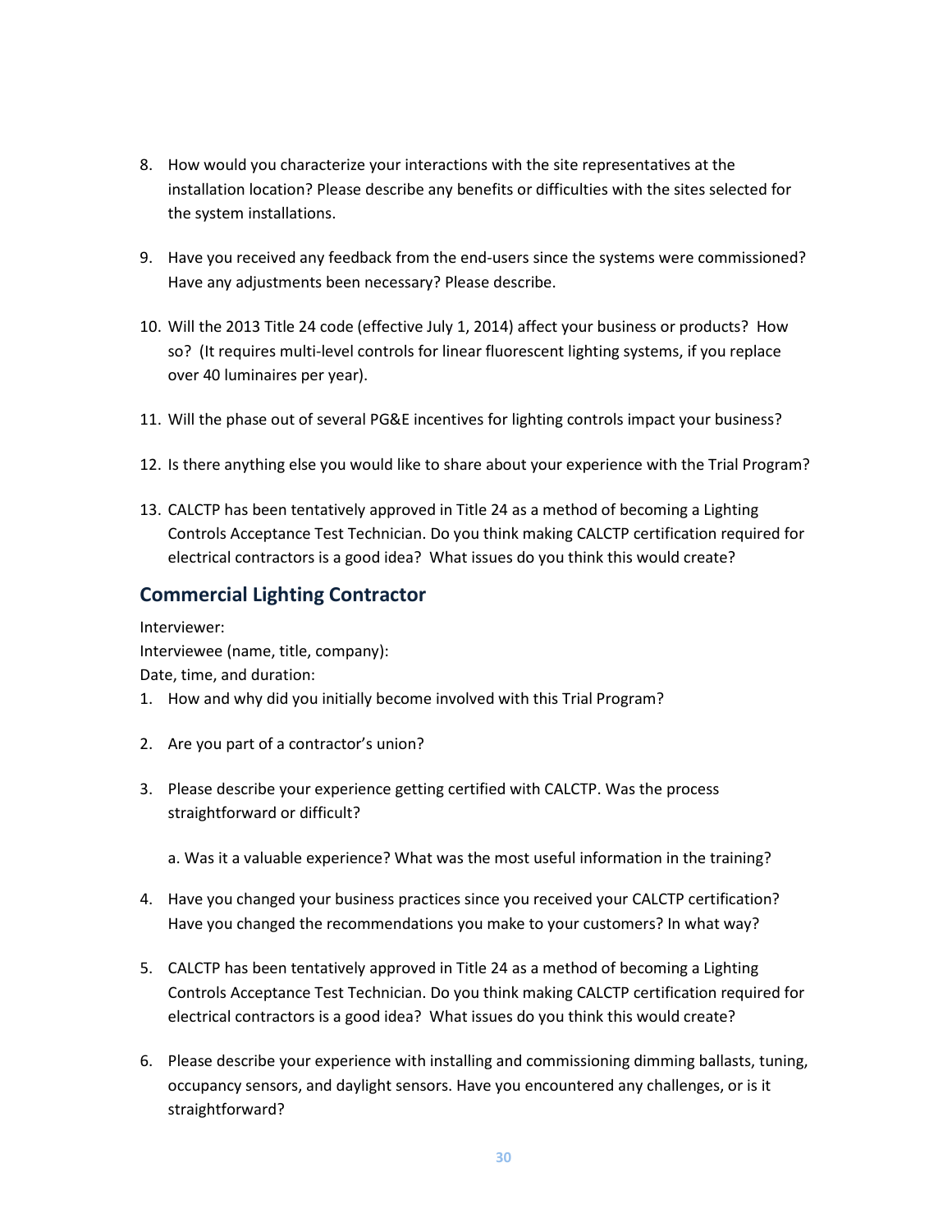8. How would you characterize your interactions with the site representatives at the installation location? Please describe any benefits or difficulties with the sites selected for the system installations.

9. Have you received any feedback from the end-users since the systems were commissioned? Have any adjustments been necessary? Please describe.

10. Will the 2013 Title 24 code (effective July 1, 2014) affect your business or products? How so? (It requires multi-level controls for linear fluorescent lighting systems, if you replace over 40 luminaires per year).

11. Will the phase out of several PG&E incentives for lighting controls impact your business?

12. Is there anything else you would like to share about your experience with the Trial Program?

13. CALCTP has been tentatively approved in Title 24 as a method of becoming a Lighting Controls Acceptance Test Technician. Do you think making CALCTP certification required for electrical contractors is a good idea? What issues do you think this would create?

## Commercial Lighting Contractor

Interviewer:
Interviewee (name, title, company):
Date, time, and duration:

1. How and why did you initially become involved with this Trial Program?

2. Are you part of a contractor's union?

3. Please describe your experience getting certified with CALCTP. Was the process straightforward or difficult?

   a. Was it a valuable experience? What was the most useful information in the training?

4. Have you changed your business practices since you received your CALCTP certification? Have you changed the recommendations you make to your customers? In what way?

5. CALCTP has been tentatively approved in Title 24 as a method of becoming a Lighting Controls Acceptance Test Technician. Do you think making CALCTP certification required for electrical contractors is a good idea? What issues do you think this would create?

6. Please describe your experience with installing and commissioning dimming ballasts, tuning, occupancy sensors, and daylight sensors. Have you encountered any challenges, or is it straightforward?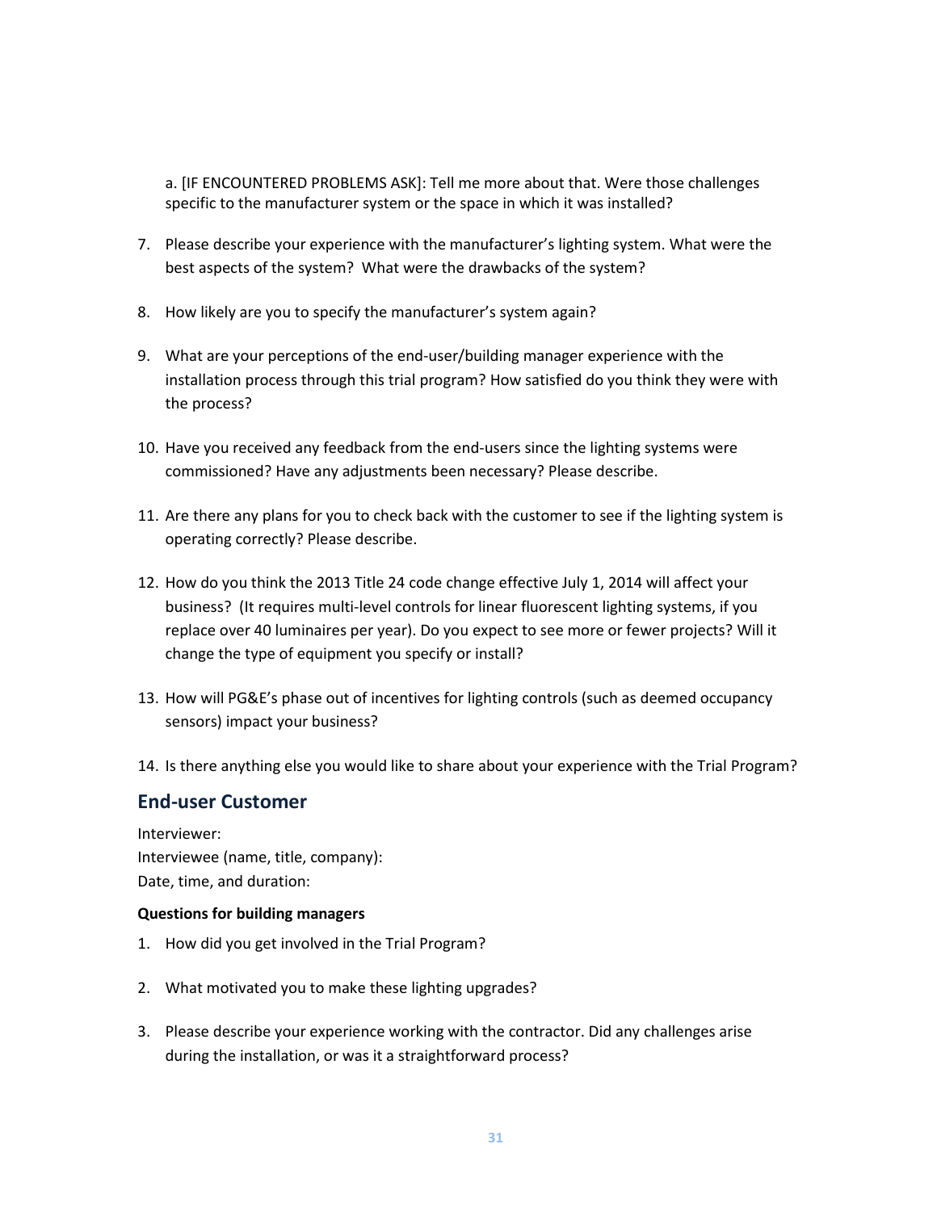a. [IF ENCOUNTERED PROBLEMS ASK]: Tell me more about that. Were those challenges specific to the manufacturer system or the space in which it was installed?

7. Please describe your experience with the manufacturer's lighting system. What were the best aspects of the system? What were the drawbacks of the system?

8. How likely are you to specify the manufacturer's system again?

9. What are your perceptions of the end-user/building manager experience with the installation process through this trial program? How satisfied do you think they were with the process?

10. Have you received any feedback from the end-users since the lighting systems were commissioned? Have any adjustments been necessary? Please describe.

11. Are there any plans for you to check back with the customer to see if the lighting system is operating correctly? Please describe.

12. How do you think the 2013 Title 24 code change effective July 1, 2014 will affect your business? (It requires multi-level controls for linear fluorescent lighting systems, if you replace over 40 luminaires per year). Do you expect to see more or fewer projects? Will it change the type of equipment you specify or install?

13. How will PG&E's phase out of incentives for lighting controls (such as deemed occupancy sensors) impact your business?

14. Is there anything else you would like to share about your experience with the Trial Program?

## End-user Customer

Interviewer:
Interviewee (name, title, company):
Date, time, and duration:

**Questions for building managers**

1. How did you get involved in the Trial Program?

2. What motivated you to make these lighting upgrades?

3. Please describe your experience working with the contractor. Did any challenges arise during the installation, or was it a straightforward process?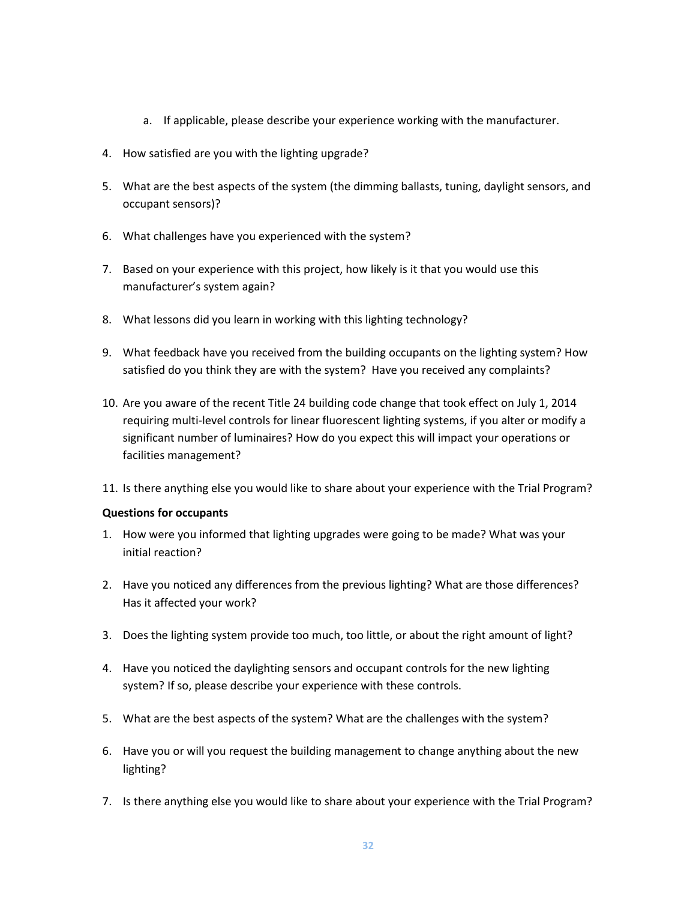a. If applicable, please describe your experience working with the manufacturer.

4. How satisfied are you with the lighting upgrade?
5. What are the best aspects of the system (the dimming ballasts, tuning, daylight sensors, and occupant sensors)?
6. What challenges have you experienced with the system?
7. Based on your experience with this project, how likely is it that you would use this manufacturer's system again?
8. What lessons did you learn in working with this lighting technology?
9. What feedback have you received from the building occupants on the lighting system? How satisfied do you think they are with the system? Have you received any complaints?
10. Are you aware of the recent Title 24 building code change that took effect on July 1, 2014 requiring multi-level controls for linear fluorescent lighting systems, if you alter or modify a significant number of luminaires? How do you expect this will impact your operations or facilities management?
11. Is there anything else you would like to share about your experience with the Trial Program?

**Questions for occupants**

1. How were you informed that lighting upgrades were going to be made? What was your initial reaction?
2. Have you noticed any differences from the previous lighting? What are those differences? Has it affected your work?
3. Does the lighting system provide too much, too little, or about the right amount of light?
4. Have you noticed the daylighting sensors and occupant controls for the new lighting system? If so, please describe your experience with these controls.
5. What are the best aspects of the system? What are the challenges with the system?
6. Have you or will you request the building management to change anything about the new lighting?
7. Is there anything else you would like to share about your experience with the Trial Program?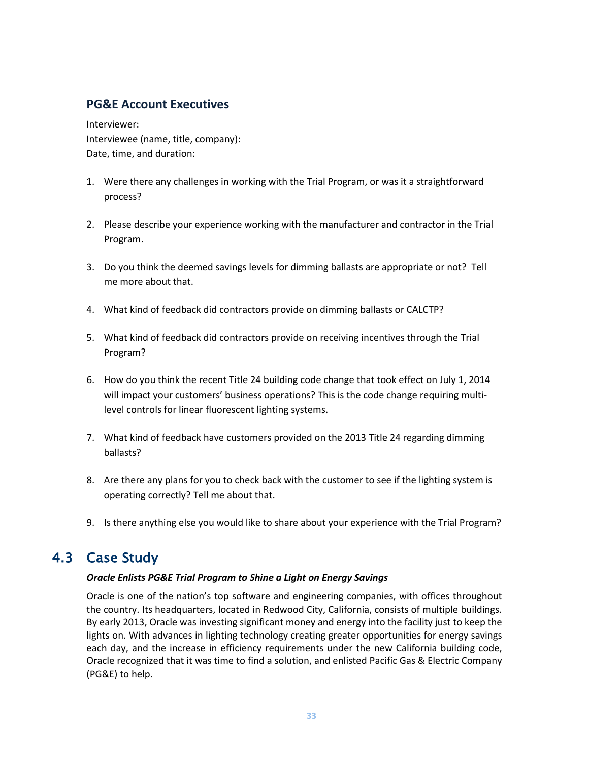### PG&E Account Executives

Interviewer:
Interviewee (name, title, company):
Date, time, and duration:

1. Were there any challenges in working with the Trial Program, or was it a straightforward process?

2. Please describe your experience working with the manufacturer and contractor in the Trial Program.

3. Do you think the deemed savings levels for dimming ballasts are appropriate or not? Tell me more about that.

4. What kind of feedback did contractors provide on dimming ballasts or CALCTP?

5. What kind of feedback did contractors provide on receiving incentives through the Trial Program?

6. How do you think the recent Title 24 building code change that took effect on July 1, 2014 will impact your customers' business operations? This is the code change requiring multi-level controls for linear fluorescent lighting systems.

7. What kind of feedback have customers provided on the 2013 Title 24 regarding dimming ballasts?

8. Are there any plans for you to check back with the customer to see if the lighting system is operating correctly? Tell me about that.

9. Is there anything else you would like to share about your experience with the Trial Program?

## 4.3 Case Study

***Oracle Enlists PG&E Trial Program to Shine a Light on Energy Savings***

Oracle is one of the nation's top software and engineering companies, with offices throughout the country. Its headquarters, located in Redwood City, California, consists of multiple buildings. By early 2013, Oracle was investing significant money and energy into the facility just to keep the lights on. With advances in lighting technology creating greater opportunities for energy savings each day, and the increase in efficiency requirements under the new California building code, Oracle recognized that it was time to find a solution, and enlisted Pacific Gas & Electric Company (PG&E) to help.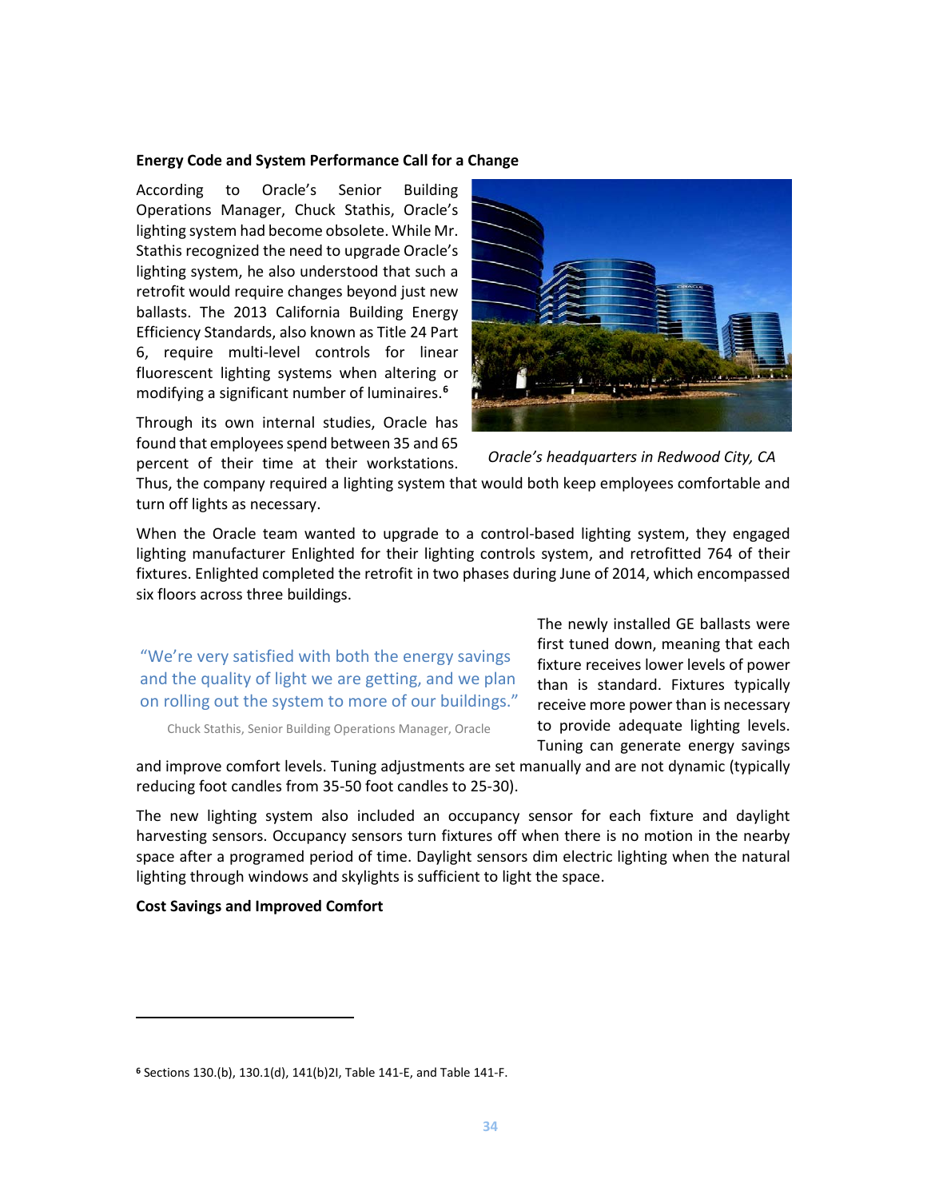**Energy Code and System Performance Call for a Change**

According to Oracle's Senior Building Operations Manager, Chuck Stathis, Oracle's lighting system had become obsolete. While Mr. Stathis recognized the need to upgrade Oracle's lighting system, he also understood that such a retrofit would require changes beyond just new ballasts. The 2013 California Building Energy Efficiency Standards, also known as Title 24 Part 6, require multi-level controls for linear fluorescent lighting systems when altering or modifying a significant number of luminaires.[6]

*Oracle's headquarters in Redwood City, CA*

Through its own internal studies, Oracle has found that employees spend between 35 and 65 percent of their time at their workstations. Thus, the company required a lighting system that would both keep employees comfortable and turn off lights as necessary.

When the Oracle team wanted to upgrade to a control-based lighting system, they engaged lighting manufacturer Enlighted for their lighting controls system, and retrofitted 764 of their fixtures. Enlighted completed the retrofit in two phases during June of 2014, which encompassed six floors across three buildings.

> "We're very satisfied with both the energy savings and the quality of light we are getting, and we plan on rolling out the system to more of our buildings."
>
> Chuck Stathis, Senior Building Operations Manager, Oracle

The newly installed GE ballasts were first tuned down, meaning that each fixture receives lower levels of power than is standard. Fixtures typically receive more power than is necessary to provide adequate lighting levels. Tuning can generate energy savings and improve comfort levels. Tuning adjustments are set manually and are not dynamic (typically reducing foot candles from 35-50 foot candles to 25-30).

The new lighting system also included an occupancy sensor for each fixture and daylight harvesting sensors. Occupancy sensors turn fixtures off when there is no motion in the nearby space after a programed period of time. Daylight sensors dim electric lighting when the natural lighting through windows and skylights is sufficient to light the space.

**Cost Savings and Improved Comfort**

---

[6] Sections 130.(b), 130.1(d), 141(b)2I, Table 141-E, and Table 141-F.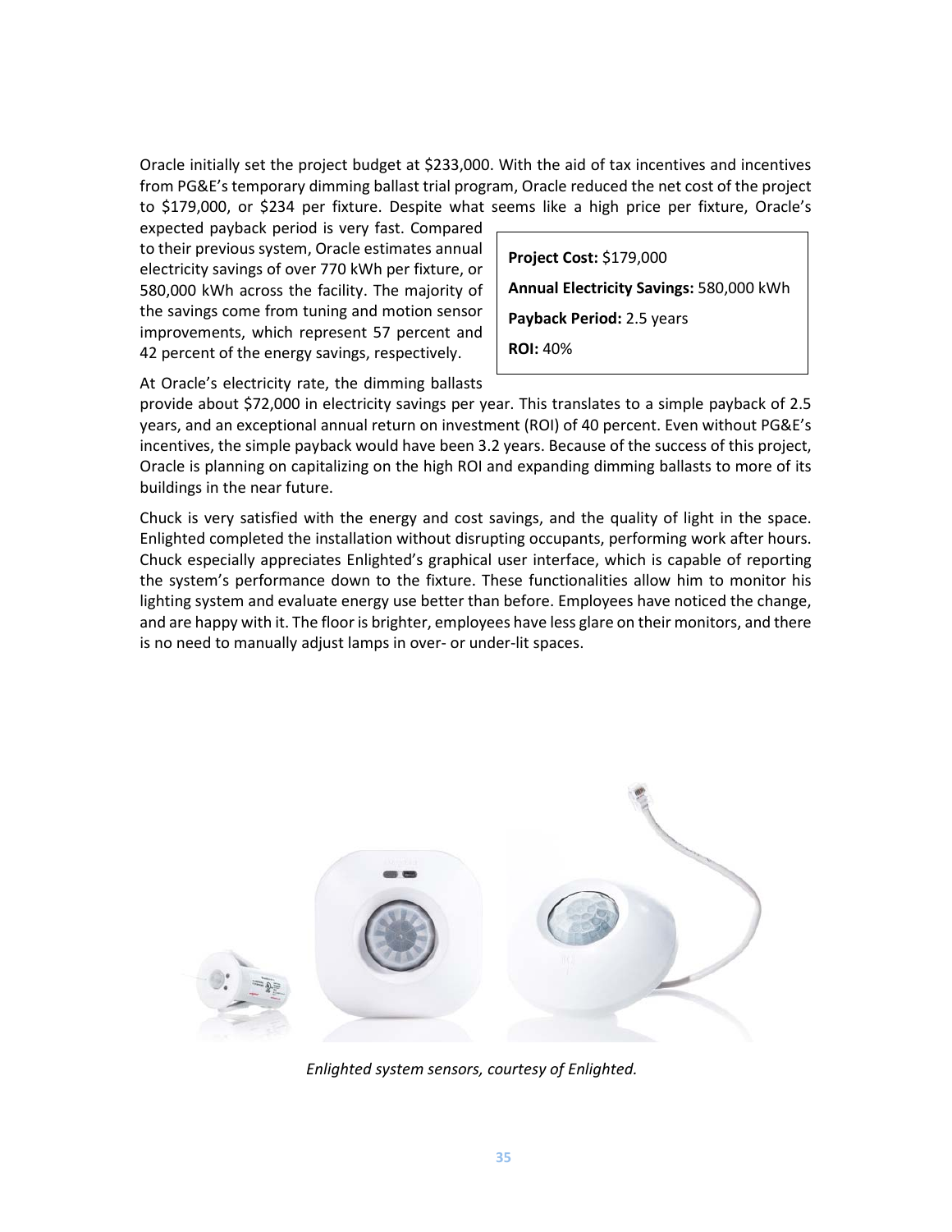Oracle initially set the project budget at $233,000. With the aid of tax incentives and incentives from PG&E's temporary dimming ballast trial program, Oracle reduced the net cost of the project to $179,000, or $234 per fixture. Despite what seems like a high price per fixture, Oracle's expected payback period is very fast. Compared to their previous system, Oracle estimates annual electricity savings of over 770 kWh per fixture, or 580,000 kWh across the facility. The majority of the savings come from tuning and motion sensor improvements, which represent 57 percent and 42 percent of the energy savings, respectively.

**Project Cost:** $179,000

**Annual Electricity Savings:** 580,000 kWh

**Payback Period:** 2.5 years

**ROI:** 40%

At Oracle's electricity rate, the dimming ballasts provide about $72,000 in electricity savings per year. This translates to a simple payback of 2.5 years, and an exceptional annual return on investment (ROI) of 40 percent. Even without PG&E's incentives, the simple payback would have been 3.2 years. Because of the success of this project, Oracle is planning on capitalizing on the high ROI and expanding dimming ballasts to more of its buildings in the near future.

Chuck is very satisfied with the energy and cost savings, and the quality of light in the space. Enlighted completed the installation without disrupting occupants, performing work after hours. Chuck especially appreciates Enlighted's graphical user interface, which is capable of reporting the system's performance down to the fixture. These functionalities allow him to monitor his lighting system and evaluate energy use better than before. Employees have noticed the change, and are happy with it. The floor is brighter, employees have less glare on their monitors, and there is no need to manually adjust lamps in over- or under-lit spaces.

*Enlighted system sensors, courtesy of Enlighted.*